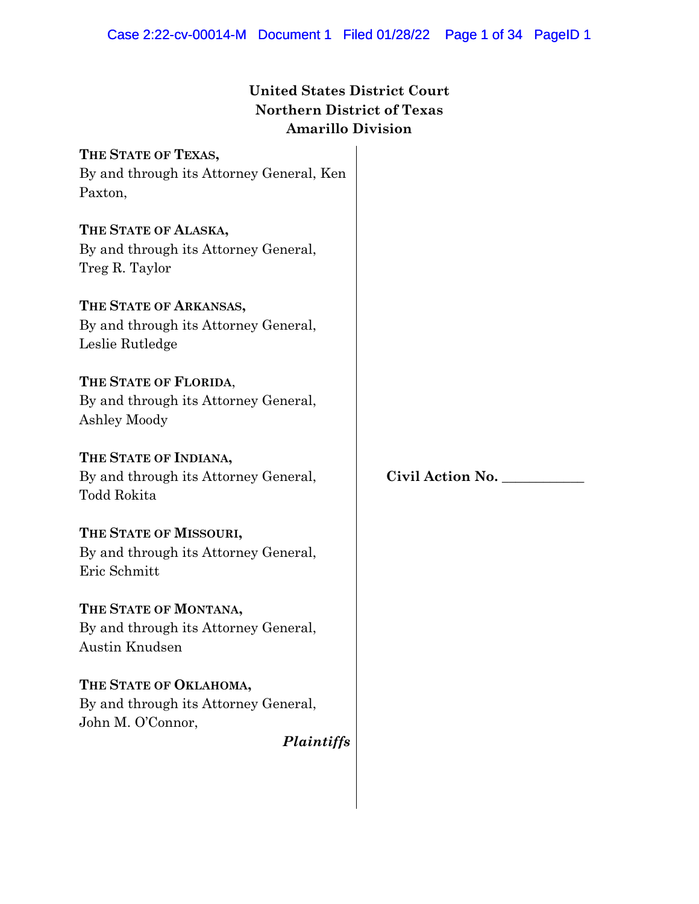**United States District Court**
**Northern District of Texas**
**Amarillo Division**

**THE STATE OF TEXAS,**
By and through its Attorney General, Ken Paxton,

**THE STATE OF ALASKA,**
By and through its Attorney General, Treg R. Taylor

**THE STATE OF ARKANSAS,**
By and through its Attorney General, Leslie Rutledge

**THE STATE OF FLORIDA**,
By and through its Attorney General, Ashley Moody

**THE STATE OF INDIANA,**
By and through its Attorney General, Todd Rokita

**THE STATE OF MISSOURI,**
By and through its Attorney General, Eric Schmitt

**THE STATE OF MONTANA,**
By and through its Attorney General, Austin Knudsen

**THE STATE OF OKLAHOMA,**
By and through its Attorney General, John M. O'Connor,

***Plaintiffs***

**Civil Action No. \_\_\_\_\_\_\_\_\_\_\_**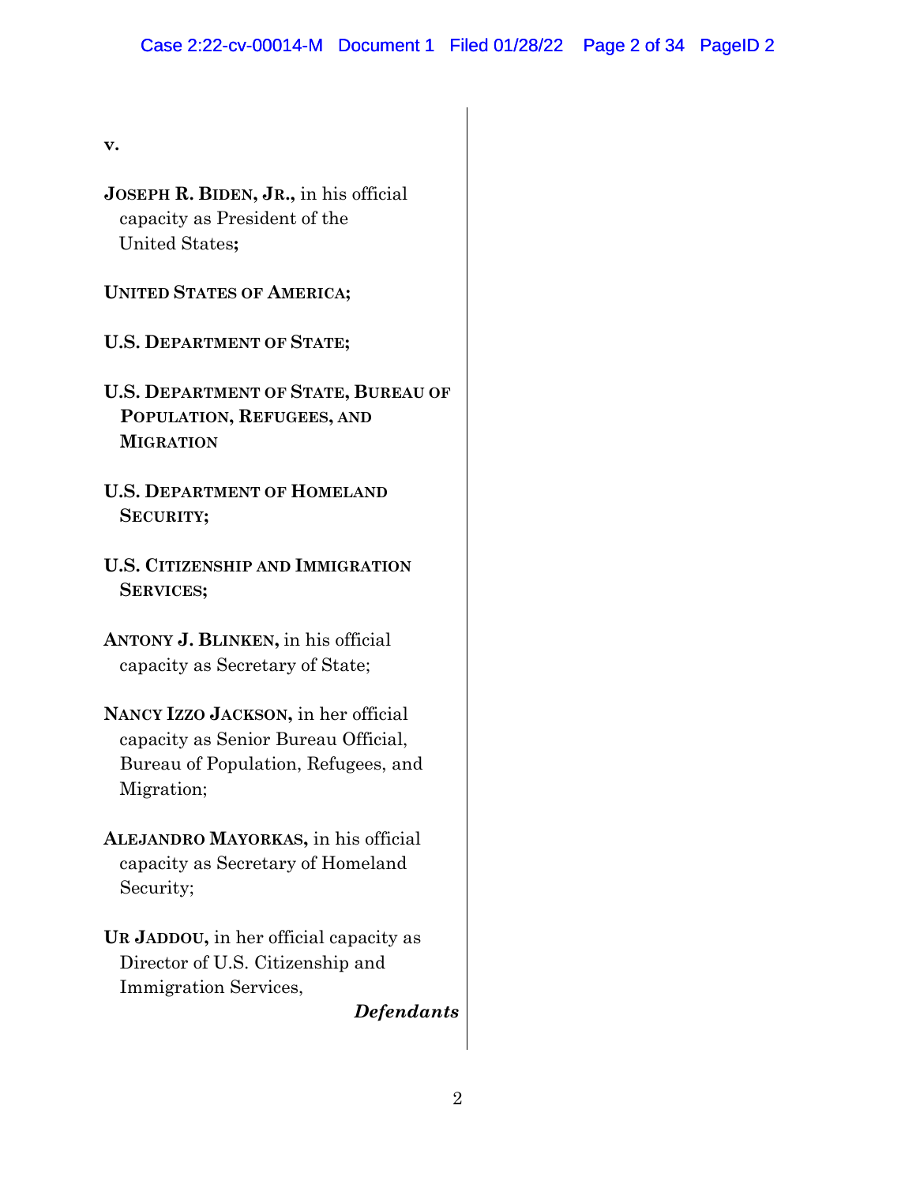**v.**

**JOSEPH R. BIDEN, JR.,** in his official capacity as President of the United States**;**

**UNITED STATES OF AMERICA;**

**U.S. DEPARTMENT OF STATE;**

**U.S. DEPARTMENT OF STATE, BUREAU OF POPULATION, REFUGEES, AND MIGRATION**

**U.S. DEPARTMENT OF HOMELAND SECURITY;**

**U.S. CITIZENSHIP AND IMMIGRATION SERVICES;**

**ANTONY J. BLINKEN,** in his official capacity as Secretary of State;

**NANCY IZZO JACKSON,** in her official capacity as Senior Bureau Official, Bureau of Population, Refugees, and Migration;

**ALEJANDRO MAYORKAS,** in his official capacity as Secretary of Homeland Security;

**UR JADDOU,** in her official capacity as Director of U.S. Citizenship and Immigration Services,

***Defendants***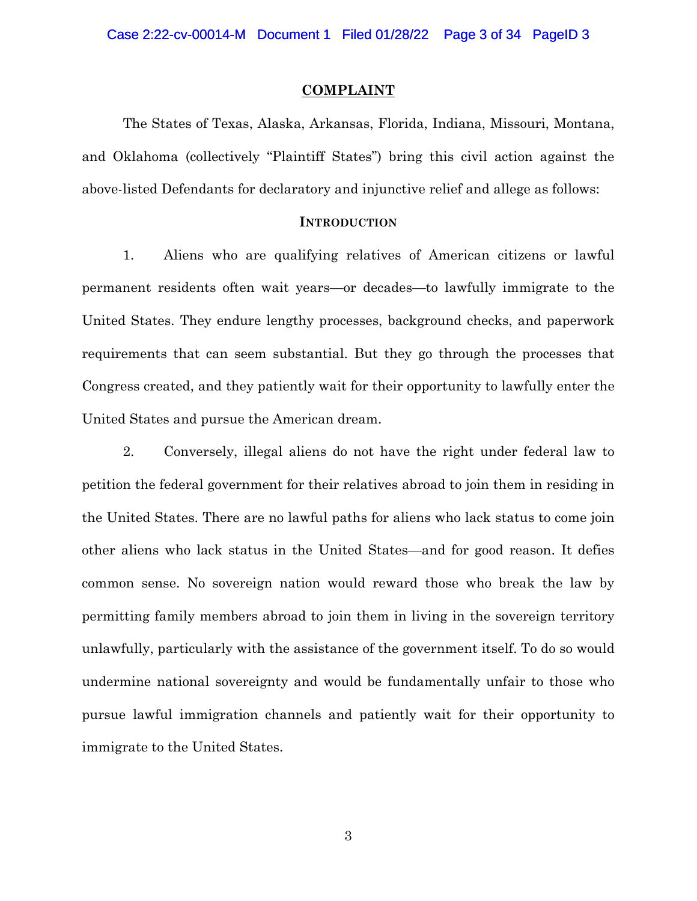## COMPLAINT

The States of Texas, Alaska, Arkansas, Florida, Indiana, Missouri, Montana, and Oklahoma (collectively "Plaintiff States") bring this civil action against the above-listed Defendants for declaratory and injunctive relief and allege as follows:

### INTRODUCTION

1. Aliens who are qualifying relatives of American citizens or lawful permanent residents often wait years—or decades—to lawfully immigrate to the United States. They endure lengthy processes, background checks, and paperwork requirements that can seem substantial. But they go through the processes that Congress created, and they patiently wait for their opportunity to lawfully enter the United States and pursue the American dream.

2. Conversely, illegal aliens do not have the right under federal law to petition the federal government for their relatives abroad to join them in residing in the United States. There are no lawful paths for aliens who lack status to come join other aliens who lack status in the United States—and for good reason. It defies common sense. No sovereign nation would reward those who break the law by permitting family members abroad to join them in living in the sovereign territory unlawfully, particularly with the assistance of the government itself. To do so would undermine national sovereignty and would be fundamentally unfair to those who pursue lawful immigration channels and patiently wait for their opportunity to immigrate to the United States.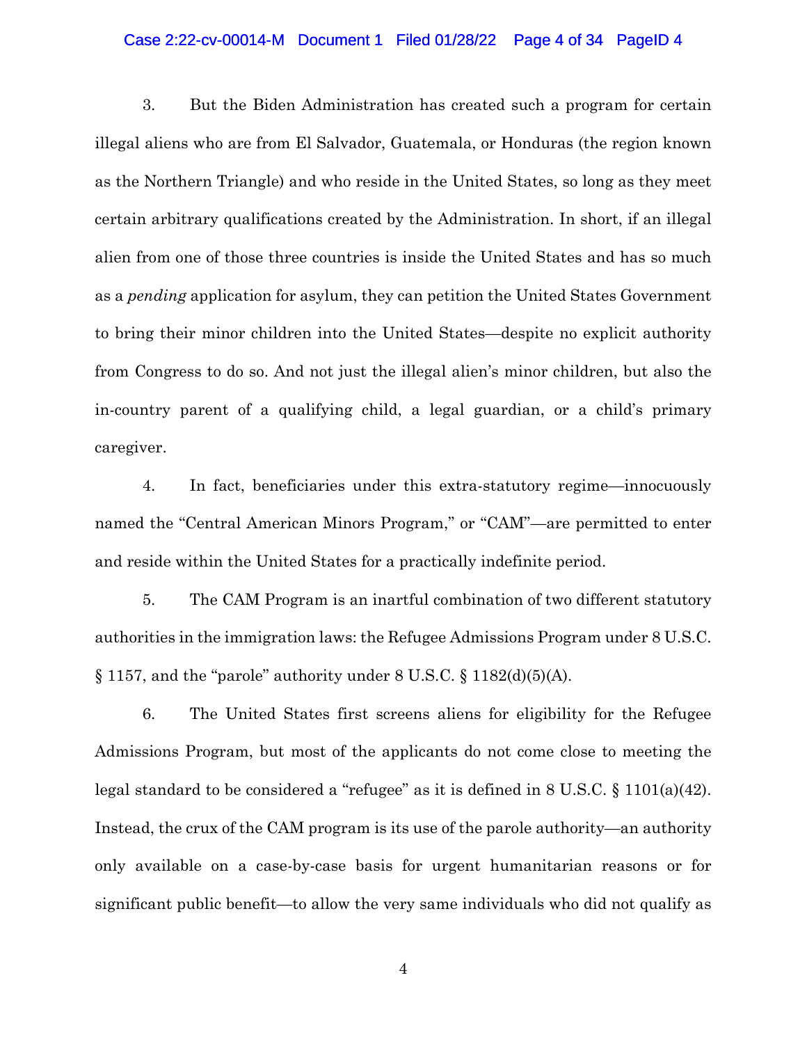3. But the Biden Administration has created such a program for certain illegal aliens who are from El Salvador, Guatemala, or Honduras (the region known as the Northern Triangle) and who reside in the United States, so long as they meet certain arbitrary qualifications created by the Administration. In short, if an illegal alien from one of those three countries is inside the United States and has so much as a *pending* application for asylum, they can petition the United States Government to bring their minor children into the United States—despite no explicit authority from Congress to do so. And not just the illegal alien's minor children, but also the in-country parent of a qualifying child, a legal guardian, or a child's primary caregiver.

4. In fact, beneficiaries under this extra-statutory regime—innocuously named the "Central American Minors Program," or "CAM"—are permitted to enter and reside within the United States for a practically indefinite period.

5. The CAM Program is an inartful combination of two different statutory authorities in the immigration laws: the Refugee Admissions Program under 8 U.S.C. § 1157, and the "parole" authority under 8 U.S.C. § 1182(d)(5)(A).

6. The United States first screens aliens for eligibility for the Refugee Admissions Program, but most of the applicants do not come close to meeting the legal standard to be considered a "refugee" as it is defined in 8 U.S.C. § 1101(a)(42). Instead, the crux of the CAM program is its use of the parole authority—an authority only available on a case-by-case basis for urgent humanitarian reasons or for significant public benefit—to allow the very same individuals who did not qualify as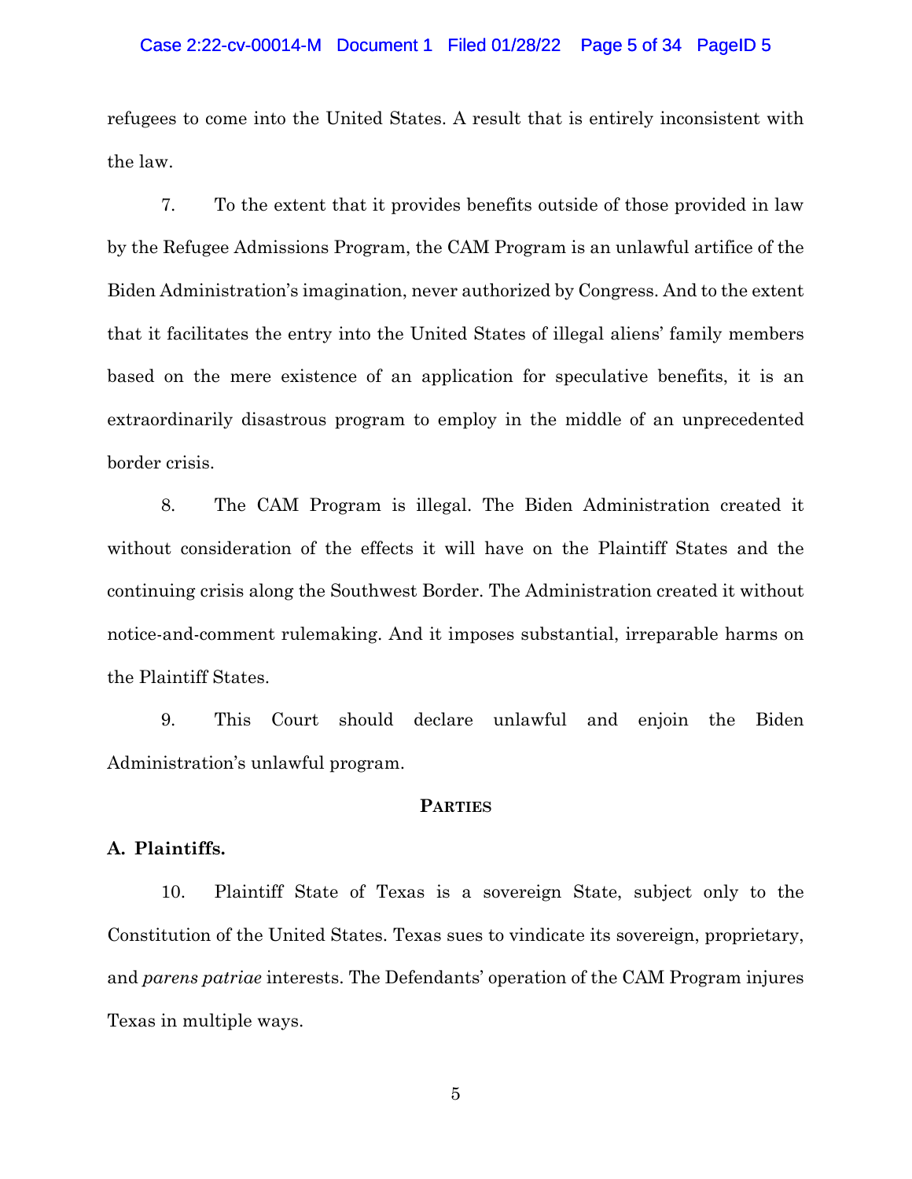refugees to come into the United States. A result that is entirely inconsistent with the law.

7. To the extent that it provides benefits outside of those provided in law by the Refugee Admissions Program, the CAM Program is an unlawful artifice of the Biden Administration's imagination, never authorized by Congress. And to the extent that it facilitates the entry into the United States of illegal aliens' family members based on the mere existence of an application for speculative benefits, it is an extraordinarily disastrous program to employ in the middle of an unprecedented border crisis.

8. The CAM Program is illegal. The Biden Administration created it without consideration of the effects it will have on the Plaintiff States and the continuing crisis along the Southwest Border. The Administration created it without notice-and-comment rulemaking. And it imposes substantial, irreparable harms on the Plaintiff States.

9. This Court should declare unlawful and enjoin the Biden Administration's unlawful program.

## Parties

### A. Plaintiffs.

10. Plaintiff State of Texas is a sovereign State, subject only to the Constitution of the United States. Texas sues to vindicate its sovereign, proprietary, and *parens patriae* interests. The Defendants' operation of the CAM Program injures Texas in multiple ways.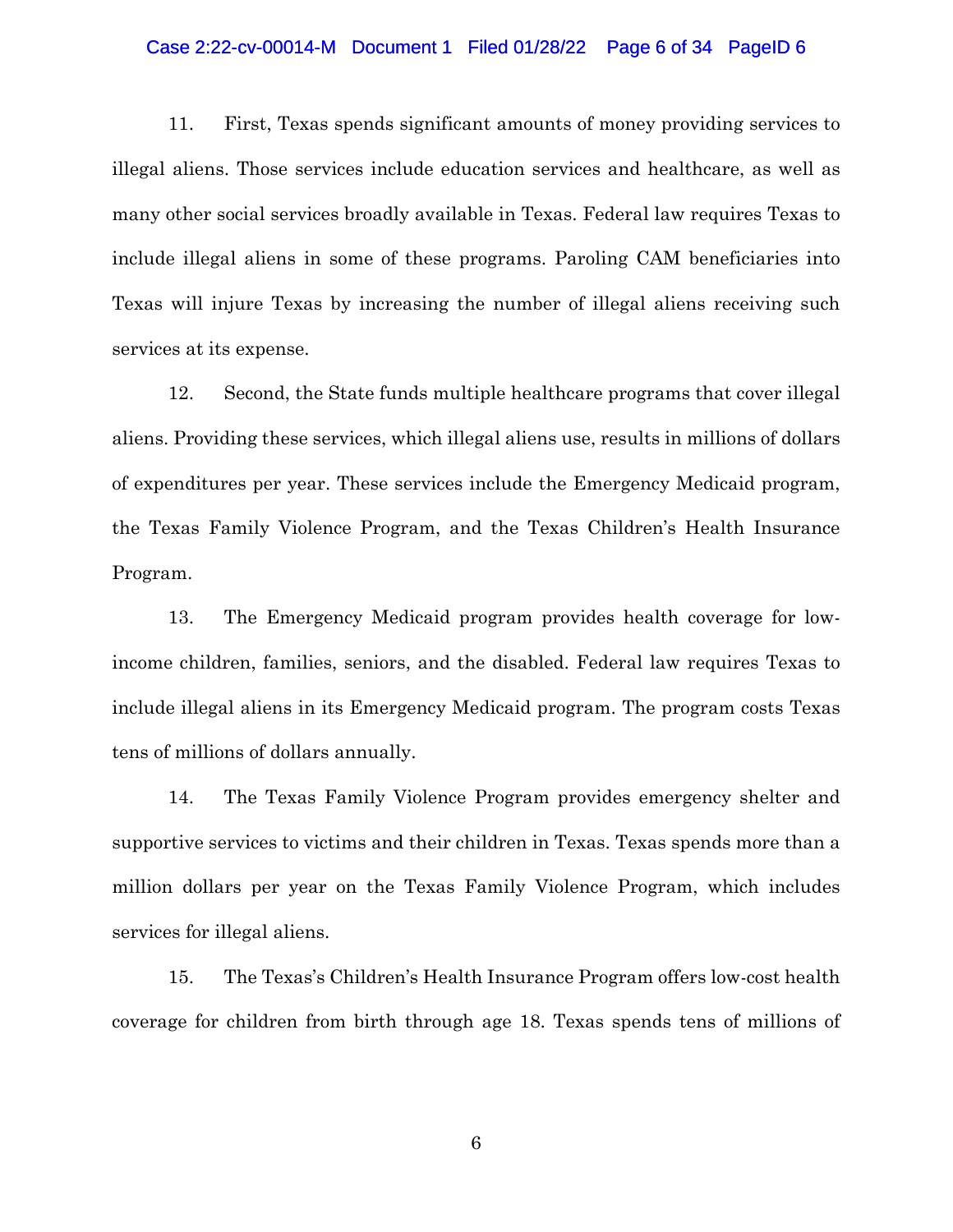11. First, Texas spends significant amounts of money providing services to illegal aliens. Those services include education services and healthcare, as well as many other social services broadly available in Texas. Federal law requires Texas to include illegal aliens in some of these programs. Paroling CAM beneficiaries into Texas will injure Texas by increasing the number of illegal aliens receiving such services at its expense.

12. Second, the State funds multiple healthcare programs that cover illegal aliens. Providing these services, which illegal aliens use, results in millions of dollars of expenditures per year. These services include the Emergency Medicaid program, the Texas Family Violence Program, and the Texas Children's Health Insurance Program.

13. The Emergency Medicaid program provides health coverage for low-income children, families, seniors, and the disabled. Federal law requires Texas to include illegal aliens in its Emergency Medicaid program. The program costs Texas tens of millions of dollars annually.

14. The Texas Family Violence Program provides emergency shelter and supportive services to victims and their children in Texas. Texas spends more than a million dollars per year on the Texas Family Violence Program, which includes services for illegal aliens.

15. The Texas's Children's Health Insurance Program offers low-cost health coverage for children from birth through age 18. Texas spends tens of millions of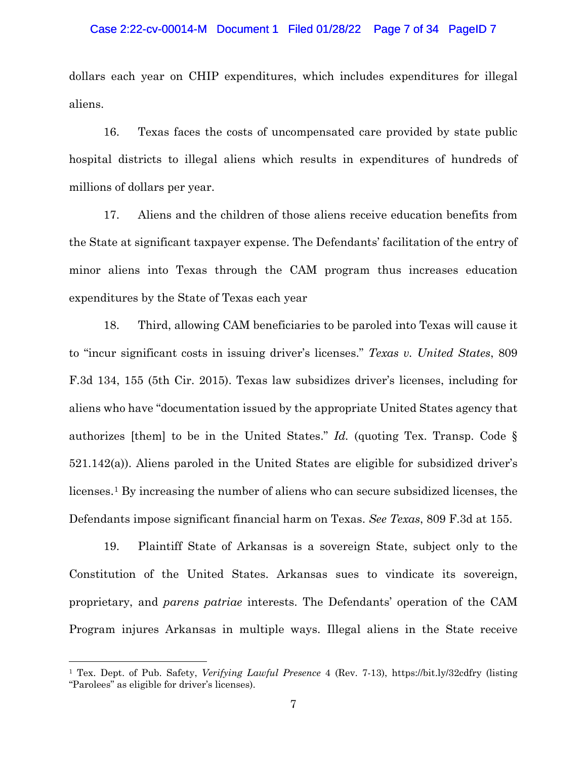dollars each year on CHIP expenditures, which includes expenditures for illegal aliens.

16. Texas faces the costs of uncompensated care provided by state public hospital districts to illegal aliens which results in expenditures of hundreds of millions of dollars per year.

17. Aliens and the children of those aliens receive education benefits from the State at significant taxpayer expense. The Defendants' facilitation of the entry of minor aliens into Texas through the CAM program thus increases education expenditures by the State of Texas each year

18. Third, allowing CAM beneficiaries to be paroled into Texas will cause it to "incur significant costs in issuing driver's licenses." *Texas v. United States*, 809 F.3d 134, 155 (5th Cir. 2015). Texas law subsidizes driver's licenses, including for aliens who have "documentation issued by the appropriate United States agency that authorizes [them] to be in the United States." *Id.* (quoting Tex. Transp. Code § 521.142(a)). Aliens paroled in the United States are eligible for subsidized driver's licenses.[1] By increasing the number of aliens who can secure subsidized licenses, the Defendants impose significant financial harm on Texas. *See Texas*, 809 F.3d at 155.

19. Plaintiff State of Arkansas is a sovereign State, subject only to the Constitution of the United States. Arkansas sues to vindicate its sovereign, proprietary, and *parens patriae* interests. The Defendants' operation of the CAM Program injures Arkansas in multiple ways. Illegal aliens in the State receive

---

[1] Tex. Dept. of Pub. Safety, *Verifying Lawful Presence* 4 (Rev. 7-13), https://bit.ly/32cdfry (listing "Parolees" as eligible for driver's licenses).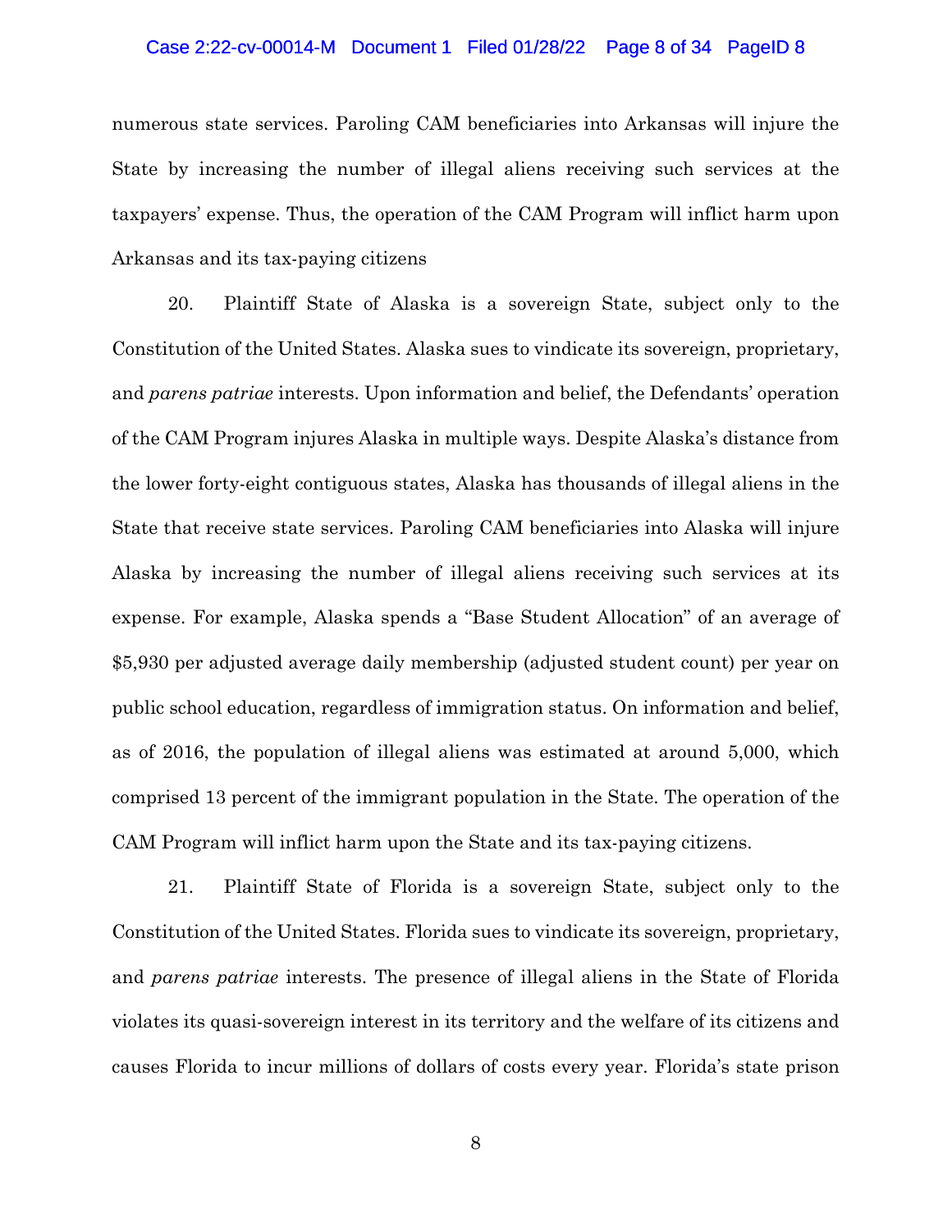numerous state services. Paroling CAM beneficiaries into Arkansas will injure the State by increasing the number of illegal aliens receiving such services at the taxpayers' expense. Thus, the operation of the CAM Program will inflict harm upon Arkansas and its tax-paying citizens

20. Plaintiff State of Alaska is a sovereign State, subject only to the Constitution of the United States. Alaska sues to vindicate its sovereign, proprietary, and *parens patriae* interests. Upon information and belief, the Defendants' operation of the CAM Program injures Alaska in multiple ways. Despite Alaska's distance from the lower forty-eight contiguous states, Alaska has thousands of illegal aliens in the State that receive state services. Paroling CAM beneficiaries into Alaska will injure Alaska by increasing the number of illegal aliens receiving such services at its expense. For example, Alaska spends a "Base Student Allocation" of an average of $5,930 per adjusted average daily membership (adjusted student count) per year on public school education, regardless of immigration status. On information and belief, as of 2016, the population of illegal aliens was estimated at around 5,000, which comprised 13 percent of the immigrant population in the State. The operation of the CAM Program will inflict harm upon the State and its tax-paying citizens.

21. Plaintiff State of Florida is a sovereign State, subject only to the Constitution of the United States. Florida sues to vindicate its sovereign, proprietary, and *parens patriae* interests. The presence of illegal aliens in the State of Florida violates its quasi-sovereign interest in its territory and the welfare of its citizens and causes Florida to incur millions of dollars of costs every year. Florida's state prison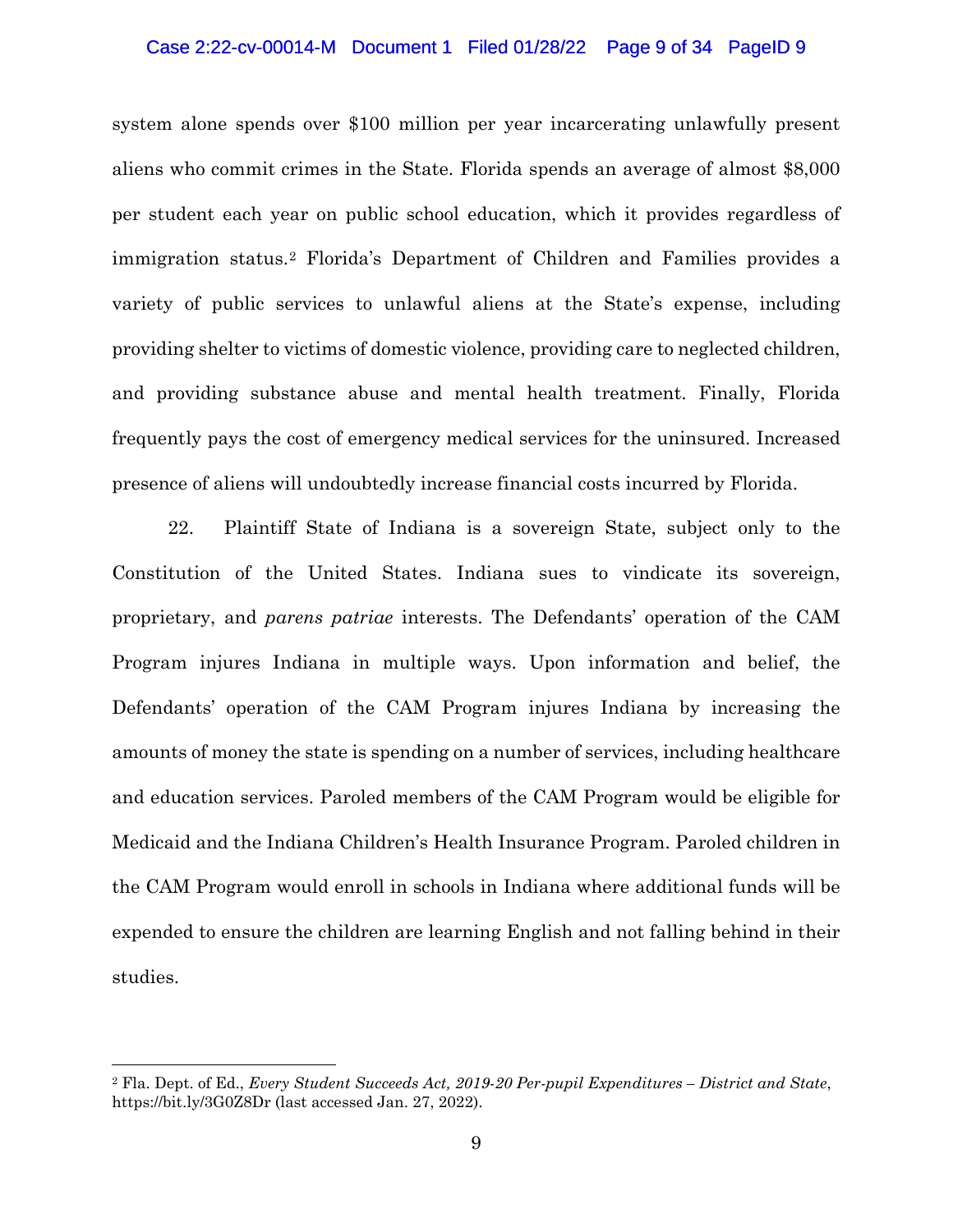system alone spends over $100 million per year incarcerating unlawfully present aliens who commit crimes in the State. Florida spends an average of almost $8,000 per student each year on public school education, which it provides regardless of immigration status.[2] Florida's Department of Children and Families provides a variety of public services to unlawful aliens at the State's expense, including providing shelter to victims of domestic violence, providing care to neglected children, and providing substance abuse and mental health treatment. Finally, Florida frequently pays the cost of emergency medical services for the uninsured. Increased presence of aliens will undoubtedly increase financial costs incurred by Florida.

22. Plaintiff State of Indiana is a sovereign State, subject only to the Constitution of the United States. Indiana sues to vindicate its sovereign, proprietary, and *parens patriae* interests. The Defendants' operation of the CAM Program injures Indiana in multiple ways. Upon information and belief, the Defendants' operation of the CAM Program injures Indiana by increasing the amounts of money the state is spending on a number of services, including healthcare and education services. Paroled members of the CAM Program would be eligible for Medicaid and the Indiana Children's Health Insurance Program. Paroled children in the CAM Program would enroll in schools in Indiana where additional funds will be expended to ensure the children are learning English and not falling behind in their studies.

---

[2] Fla. Dept. of Ed., *Every Student Succeeds Act, 2019-20 Per-pupil Expenditures – District and State*, https://bit.ly/3G0Z8Dr (last accessed Jan. 27, 2022).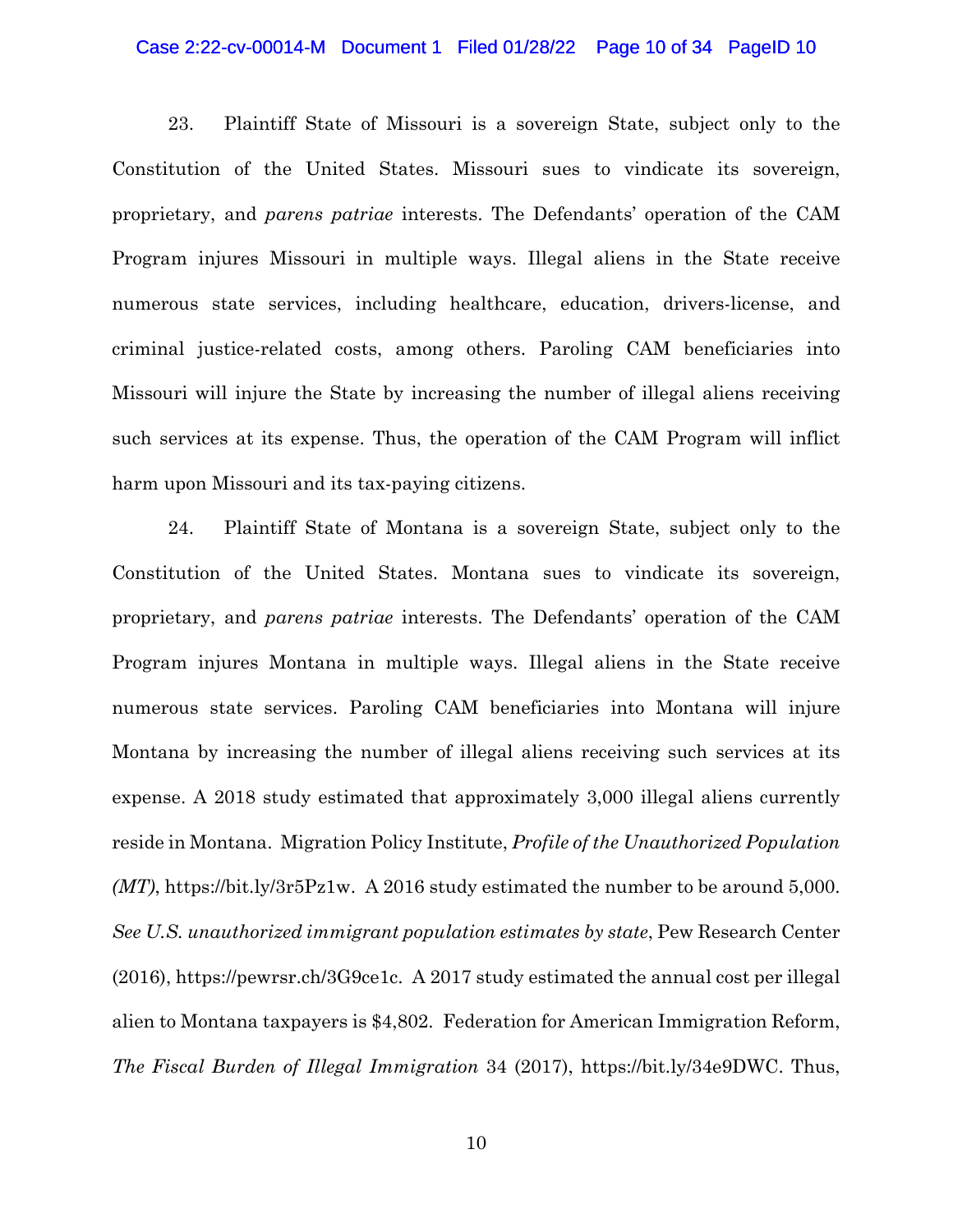23. Plaintiff State of Missouri is a sovereign State, subject only to the Constitution of the United States. Missouri sues to vindicate its sovereign, proprietary, and *parens patriae* interests. The Defendants' operation of the CAM Program injures Missouri in multiple ways. Illegal aliens in the State receive numerous state services, including healthcare, education, drivers-license, and criminal justice-related costs, among others. Paroling CAM beneficiaries into Missouri will injure the State by increasing the number of illegal aliens receiving such services at its expense. Thus, the operation of the CAM Program will inflict harm upon Missouri and its tax-paying citizens.

24. Plaintiff State of Montana is a sovereign State, subject only to the Constitution of the United States. Montana sues to vindicate its sovereign, proprietary, and *parens patriae* interests. The Defendants' operation of the CAM Program injures Montana in multiple ways. Illegal aliens in the State receive numerous state services. Paroling CAM beneficiaries into Montana will injure Montana by increasing the number of illegal aliens receiving such services at its expense. A 2018 study estimated that approximately 3,000 illegal aliens currently reside in Montana. Migration Policy Institute, *Profile of the Unauthorized Population (MT)*, https://bit.ly/3r5Pz1w. A 2016 study estimated the number to be around 5,000. *See U.S. unauthorized immigrant population estimates by state*, Pew Research Center (2016), https://pewrsr.ch/3G9ce1c. A 2017 study estimated the annual cost per illegal alien to Montana taxpayers is $4,802. Federation for American Immigration Reform, *The Fiscal Burden of Illegal Immigration* 34 (2017), https://bit.ly/34e9DWC. Thus,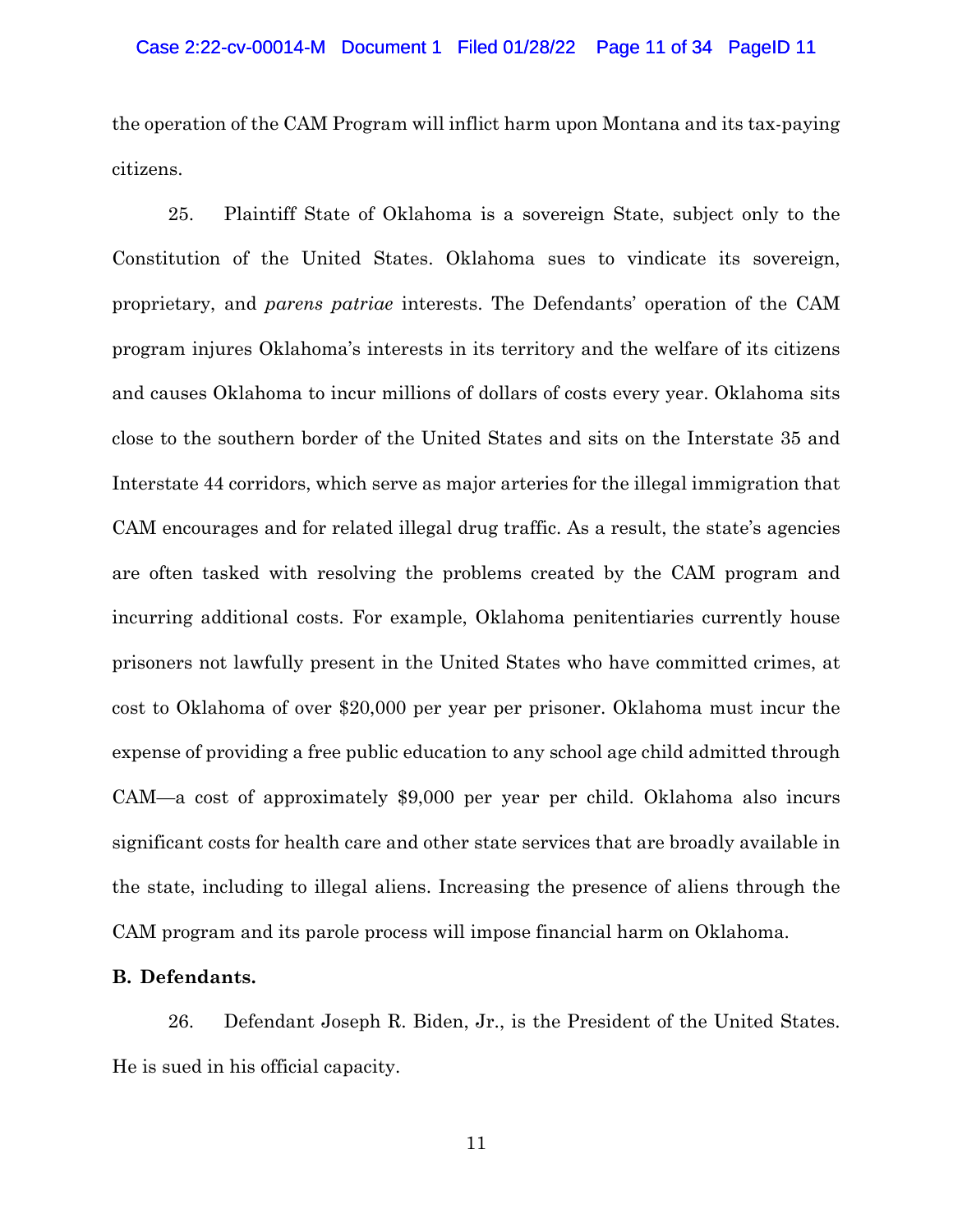the operation of the CAM Program will inflict harm upon Montana and its tax-paying citizens.

25. Plaintiff State of Oklahoma is a sovereign State, subject only to the Constitution of the United States. Oklahoma sues to vindicate its sovereign, proprietary, and *parens patriae* interests. The Defendants' operation of the CAM program injures Oklahoma's interests in its territory and the welfare of its citizens and causes Oklahoma to incur millions of dollars of costs every year. Oklahoma sits close to the southern border of the United States and sits on the Interstate 35 and Interstate 44 corridors, which serve as major arteries for the illegal immigration that CAM encourages and for related illegal drug traffic. As a result, the state's agencies are often tasked with resolving the problems created by the CAM program and incurring additional costs. For example, Oklahoma penitentiaries currently house prisoners not lawfully present in the United States who have committed crimes, at cost to Oklahoma of over $20,000 per year per prisoner. Oklahoma must incur the expense of providing a free public education to any school age child admitted through CAM—a cost of approximately $9,000 per year per child. Oklahoma also incurs significant costs for health care and other state services that are broadly available in the state, including to illegal aliens. Increasing the presence of aliens through the CAM program and its parole process will impose financial harm on Oklahoma.

**B. Defendants.**

26. Defendant Joseph R. Biden, Jr., is the President of the United States. He is sued in his official capacity.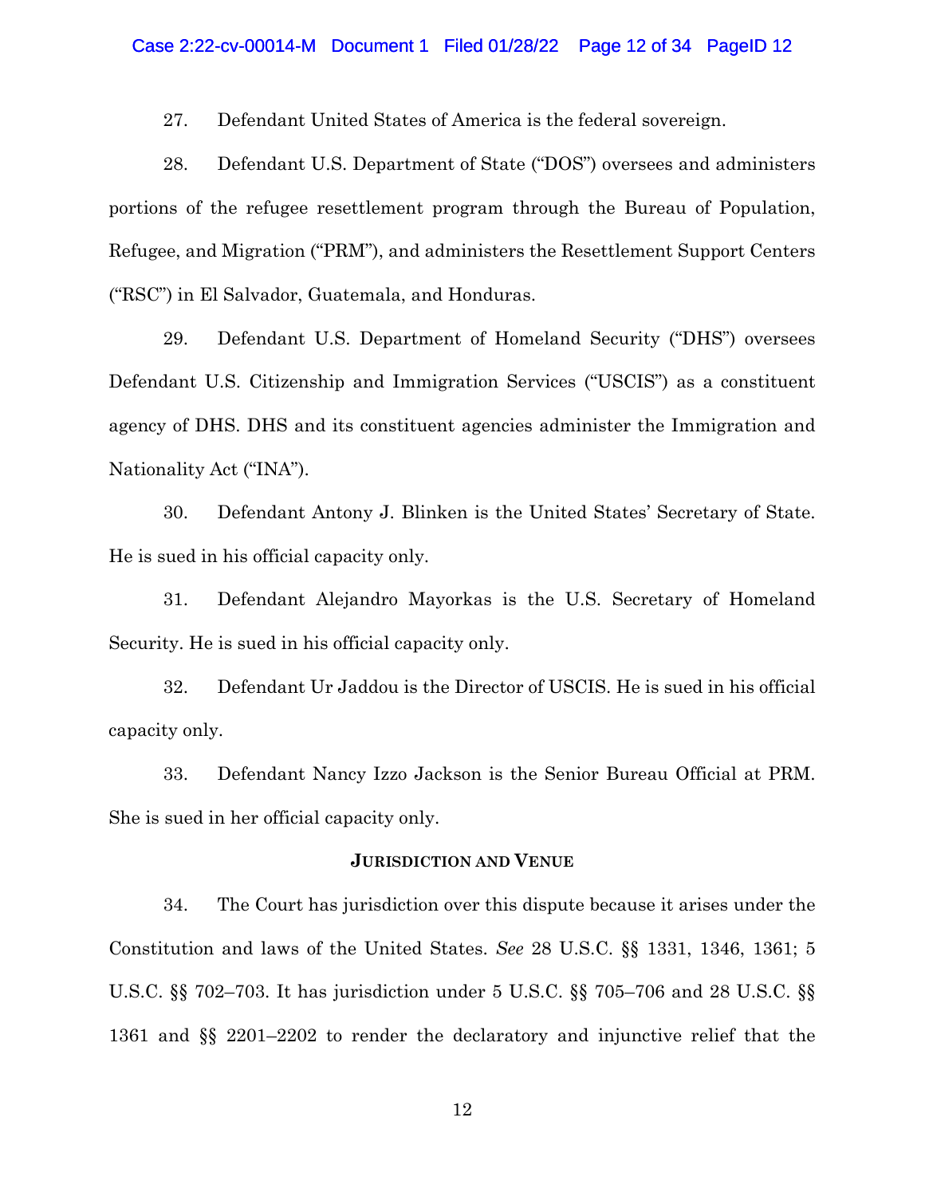27. Defendant United States of America is the federal sovereign.

28. Defendant U.S. Department of State ("DOS") oversees and administers portions of the refugee resettlement program through the Bureau of Population, Refugee, and Migration ("PRM"), and administers the Resettlement Support Centers ("RSC") in El Salvador, Guatemala, and Honduras.

29. Defendant U.S. Department of Homeland Security ("DHS") oversees Defendant U.S. Citizenship and Immigration Services ("USCIS") as a constituent agency of DHS. DHS and its constituent agencies administer the Immigration and Nationality Act ("INA").

30. Defendant Antony J. Blinken is the United States' Secretary of State. He is sued in his official capacity only.

31. Defendant Alejandro Mayorkas is the U.S. Secretary of Homeland Security. He is sued in his official capacity only.

32. Defendant Ur Jaddou is the Director of USCIS. He is sued in his official capacity only.

33. Defendant Nancy Izzo Jackson is the Senior Bureau Official at PRM. She is sued in her official capacity only.

## JURISDICTION AND VENUE

34. The Court has jurisdiction over this dispute because it arises under the Constitution and laws of the United States. *See* 28 U.S.C. §§ 1331, 1346, 1361; 5 U.S.C. §§ 702–703. It has jurisdiction under 5 U.S.C. §§ 705–706 and 28 U.S.C. §§ 1361 and §§ 2201–2202 to render the declaratory and injunctive relief that the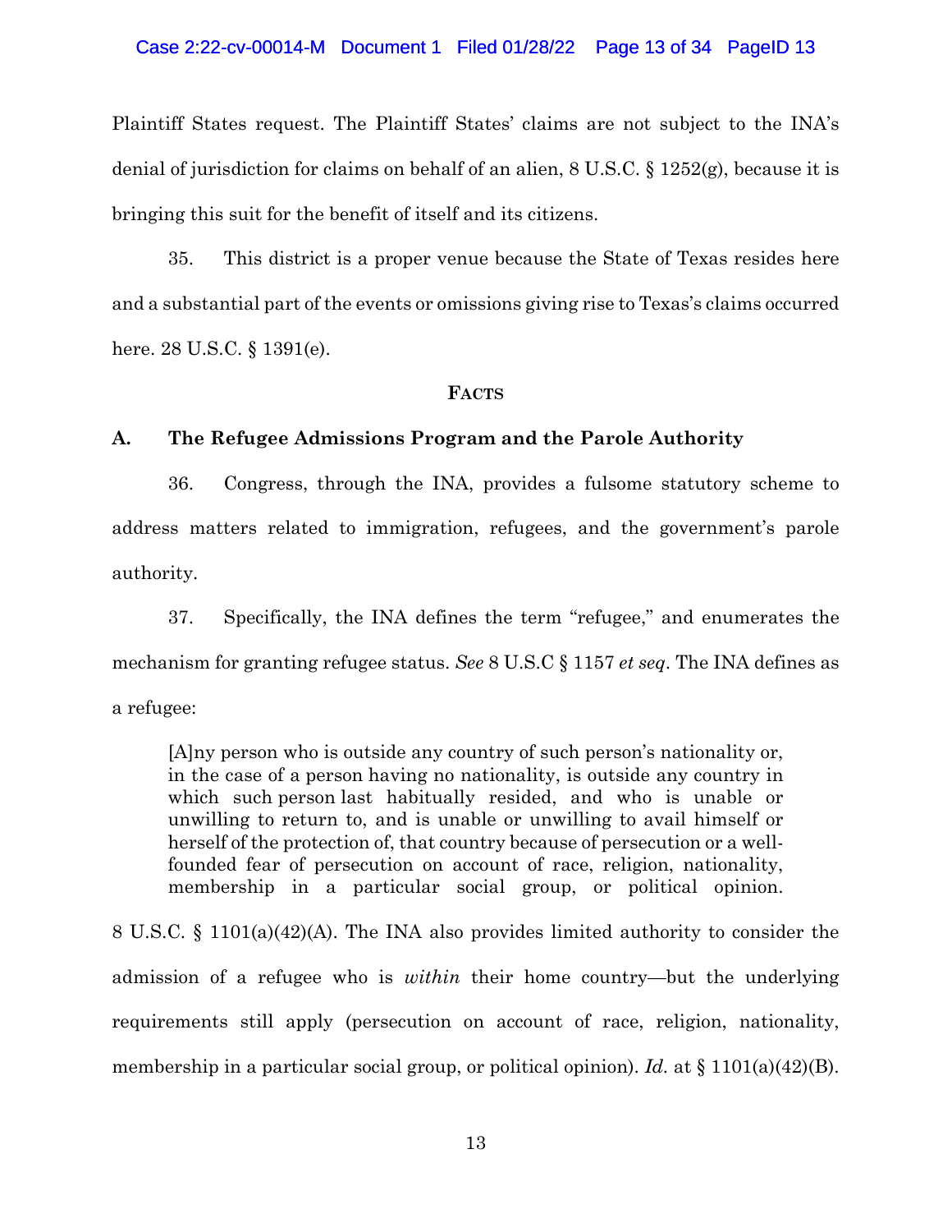Plaintiff States request. The Plaintiff States' claims are not subject to the INA's denial of jurisdiction for claims on behalf of an alien, 8 U.S.C. § 1252(g), because it is bringing this suit for the benefit of itself and its citizens.

35. This district is a proper venue because the State of Texas resides here and a substantial part of the events or omissions giving rise to Texas's claims occurred here. 28 U.S.C. § 1391(e).

## FACTS

### A. The Refugee Admissions Program and the Parole Authority

36. Congress, through the INA, provides a fulsome statutory scheme to address matters related to immigration, refugees, and the government's parole authority.

37. Specifically, the INA defines the term "refugee," and enumerates the mechanism for granting refugee status. *See* 8 U.S.C § 1157 *et seq*. The INA defines as a refugee:

> [A]ny person who is outside any country of such person's nationality or, in the case of a person having no nationality, is outside any country in which such person last habitually resided, and who is unable or unwilling to return to, and is unable or unwilling to avail himself or herself of the protection of, that country because of persecution or a well-founded fear of persecution on account of race, religion, nationality, membership in a particular social group, or political opinion.

8 U.S.C. § 1101(a)(42)(A). The INA also provides limited authority to consider the admission of a refugee who is *within* their home country—but the underlying requirements still apply (persecution on account of race, religion, nationality, membership in a particular social group, or political opinion). *Id.* at § 1101(a)(42)(B).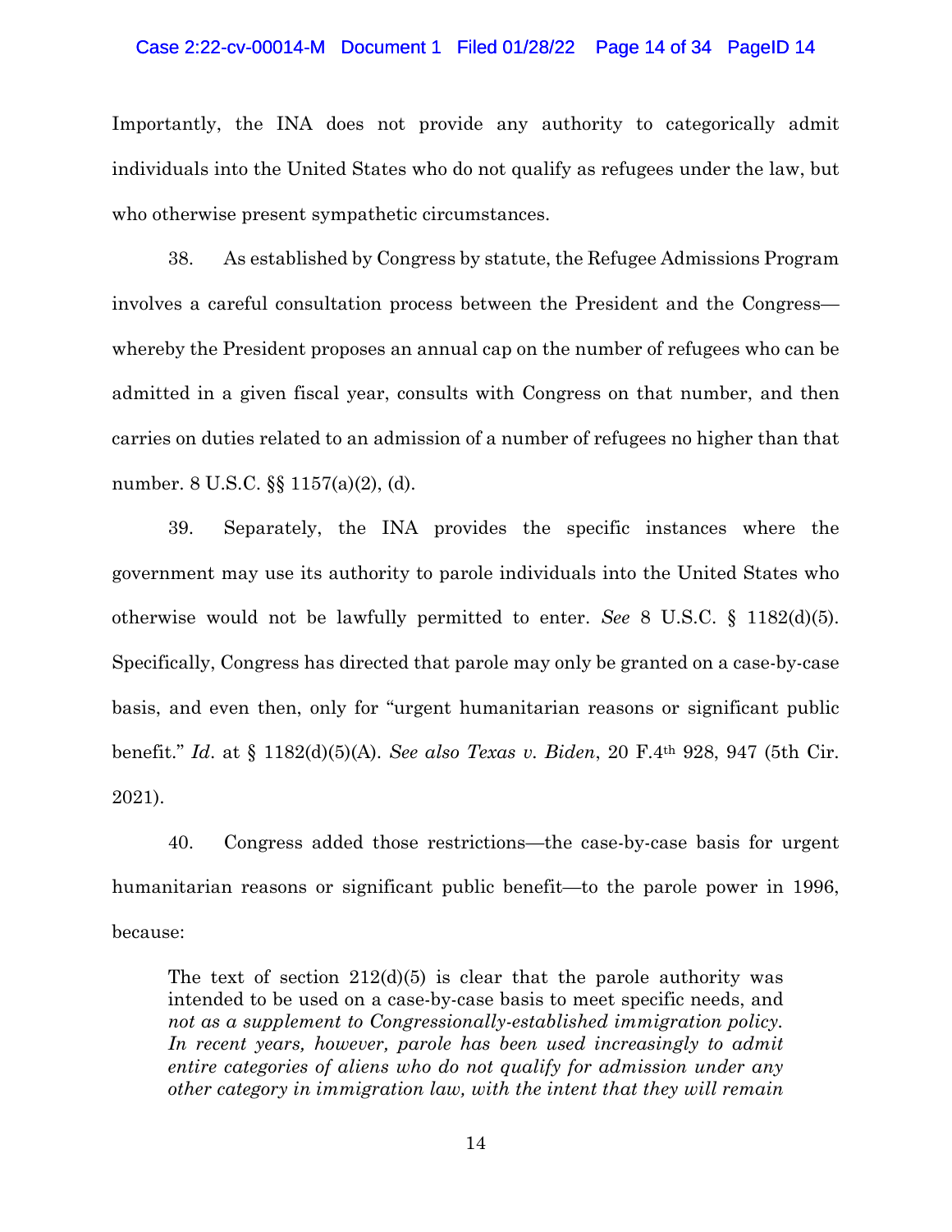Importantly, the INA does not provide any authority to categorically admit individuals into the United States who do not qualify as refugees under the law, but who otherwise present sympathetic circumstances.

38. As established by Congress by statute, the Refugee Admissions Program involves a careful consultation process between the President and the Congress—whereby the President proposes an annual cap on the number of refugees who can be admitted in a given fiscal year, consults with Congress on that number, and then carries on duties related to an admission of a number of refugees no higher than that number. 8 U.S.C. §§ 1157(a)(2), (d).

39. Separately, the INA provides the specific instances where the government may use its authority to parole individuals into the United States who otherwise would not be lawfully permitted to enter. *See* 8 U.S.C. § 1182(d)(5). Specifically, Congress has directed that parole may only be granted on a case-by-case basis, and even then, only for "urgent humanitarian reasons or significant public benefit." *Id*. at § 1182(d)(5)(A). *See also Texas v. Biden*, 20 F.4th 928, 947 (5th Cir. 2021).

40. Congress added those restrictions—the case-by-case basis for urgent humanitarian reasons or significant public benefit—to the parole power in 1996, because:

> The text of section 212(d)(5) is clear that the parole authority was intended to be used on a case-by-case basis to meet specific needs, and *not as a supplement to Congressionally-established immigration policy. In recent years, however, parole has been used increasingly to admit entire categories of aliens who do not qualify for admission under any other category in immigration law, with the intent that they will remain*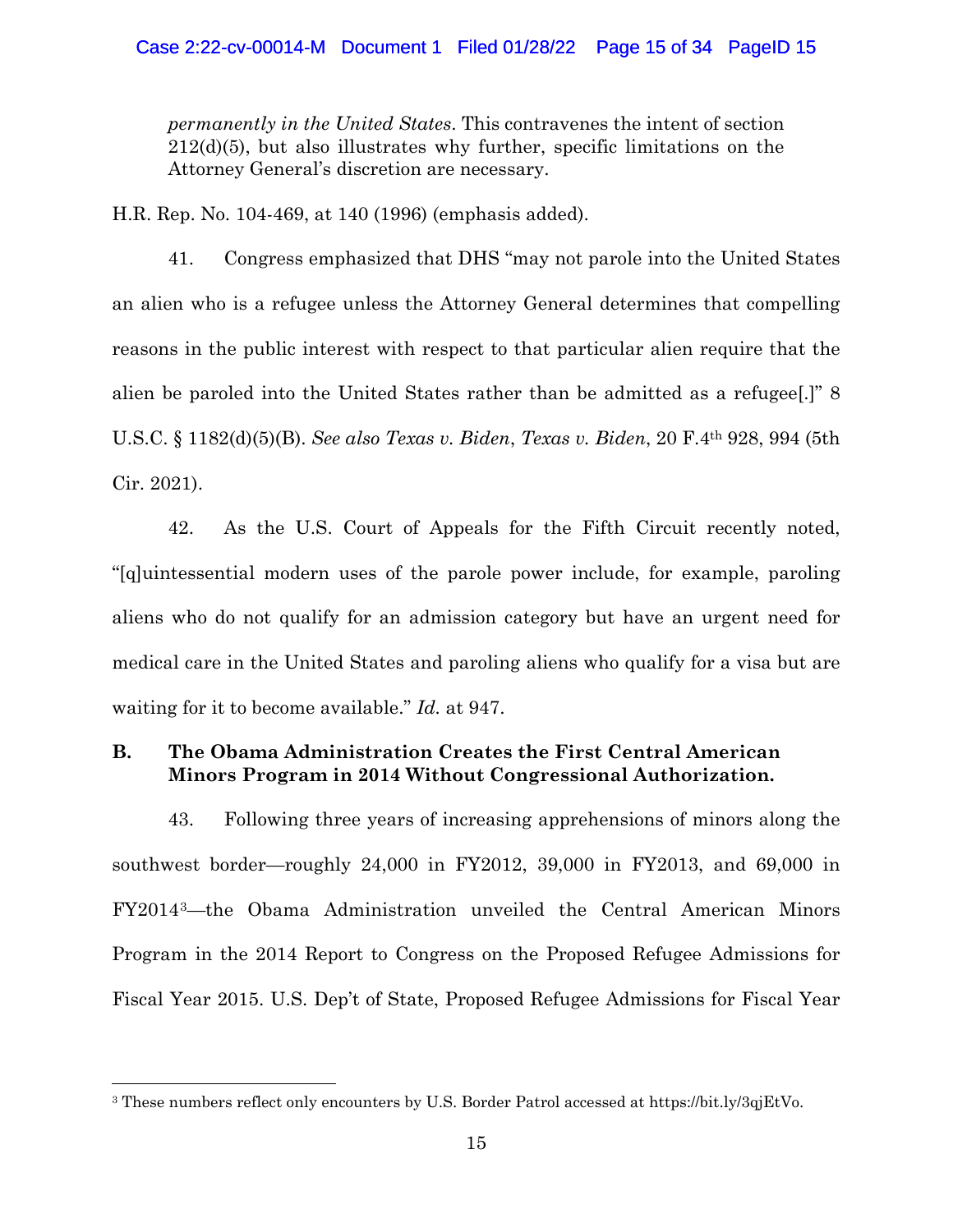*permanently in the United States*. This contravenes the intent of section 212(d)(5), but also illustrates why further, specific limitations on the Attorney General's discretion are necessary.

H.R. Rep. No. 104-469, at 140 (1996) (emphasis added).

41. Congress emphasized that DHS "may not parole into the United States an alien who is a refugee unless the Attorney General determines that compelling reasons in the public interest with respect to that particular alien require that the alien be paroled into the United States rather than be admitted as a refugee[.]" 8 U.S.C. § 1182(d)(5)(B). *See also Texas v. Biden*, *Texas v. Biden*, 20 F.4th 928, 994 (5th Cir. 2021).

42. As the U.S. Court of Appeals for the Fifth Circuit recently noted, "[q]uintessential modern uses of the parole power include, for example, paroling aliens who do not qualify for an admission category but have an urgent need for medical care in the United States and paroling aliens who qualify for a visa but are waiting for it to become available." *Id.* at 947.

**B. The Obama Administration Creates the First Central American Minors Program in 2014 Without Congressional Authorization.**

43. Following three years of increasing apprehensions of minors along the southwest border—roughly 24,000 in FY2012, 39,000 in FY2013, and 69,000 in FY2014[3]—the Obama Administration unveiled the Central American Minors Program in the 2014 Report to Congress on the Proposed Refugee Admissions for Fiscal Year 2015. U.S. Dep't of State, Proposed Refugee Admissions for Fiscal Year

[3] These numbers reflect only encounters by U.S. Border Patrol accessed at https://bit.ly/3qjEtVo.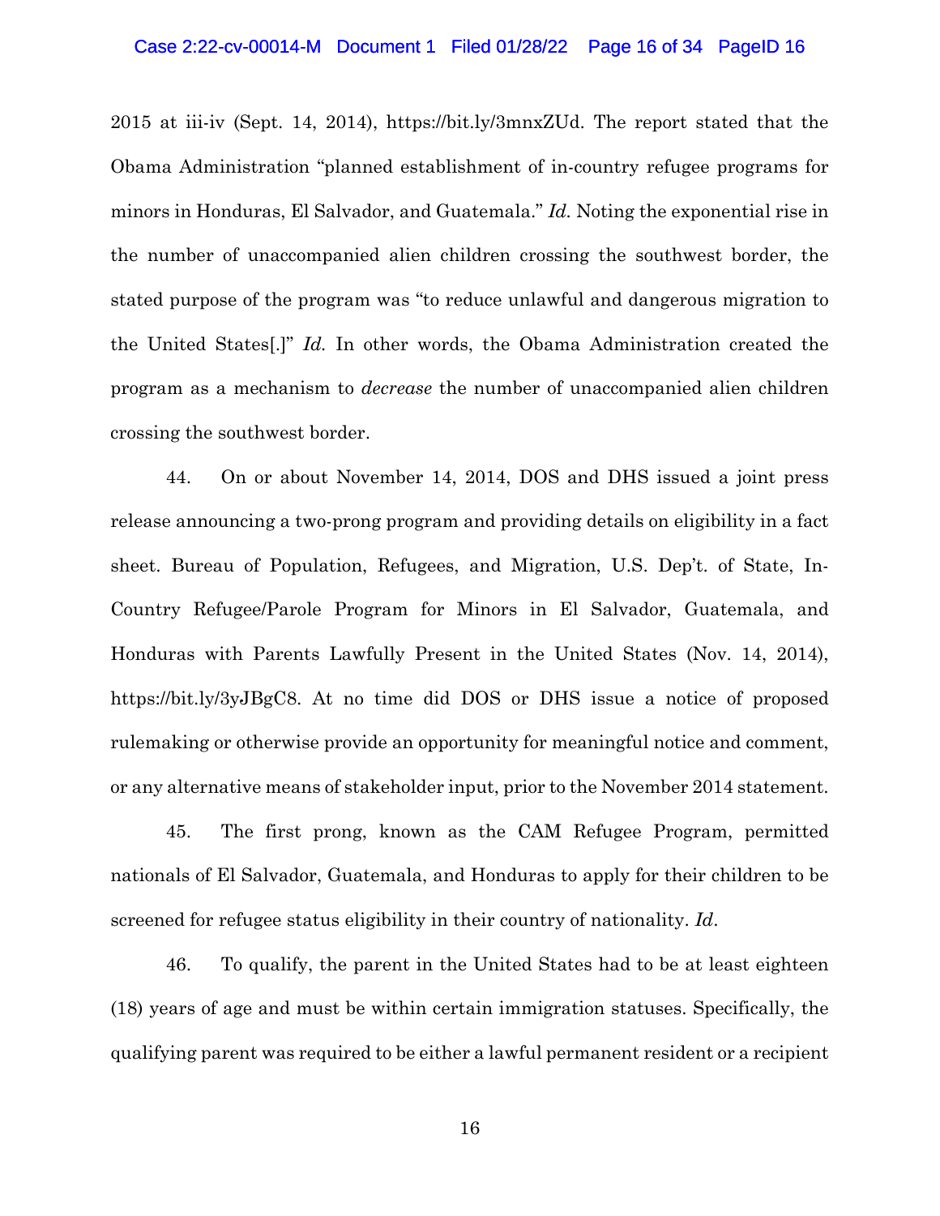2015 at iii-iv (Sept. 14, 2014), https://bit.ly/3mnxZUd. The report stated that the Obama Administration "planned establishment of in-country refugee programs for minors in Honduras, El Salvador, and Guatemala." *Id.* Noting the exponential rise in the number of unaccompanied alien children crossing the southwest border, the stated purpose of the program was "to reduce unlawful and dangerous migration to the United States[.]" *Id.* In other words, the Obama Administration created the program as a mechanism to *decrease* the number of unaccompanied alien children crossing the southwest border.

44. On or about November 14, 2014, DOS and DHS issued a joint press release announcing a two-prong program and providing details on eligibility in a fact sheet. Bureau of Population, Refugees, and Migration, U.S. Dep't. of State, In-Country Refugee/Parole Program for Minors in El Salvador, Guatemala, and Honduras with Parents Lawfully Present in the United States (Nov. 14, 2014), https://bit.ly/3yJBgC8. At no time did DOS or DHS issue a notice of proposed rulemaking or otherwise provide an opportunity for meaningful notice and comment, or any alternative means of stakeholder input, prior to the November 2014 statement.

45. The first prong, known as the CAM Refugee Program, permitted nationals of El Salvador, Guatemala, and Honduras to apply for their children to be screened for refugee status eligibility in their country of nationality. *Id*.

46. To qualify, the parent in the United States had to be at least eighteen (18) years of age and must be within certain immigration statuses. Specifically, the qualifying parent was required to be either a lawful permanent resident or a recipient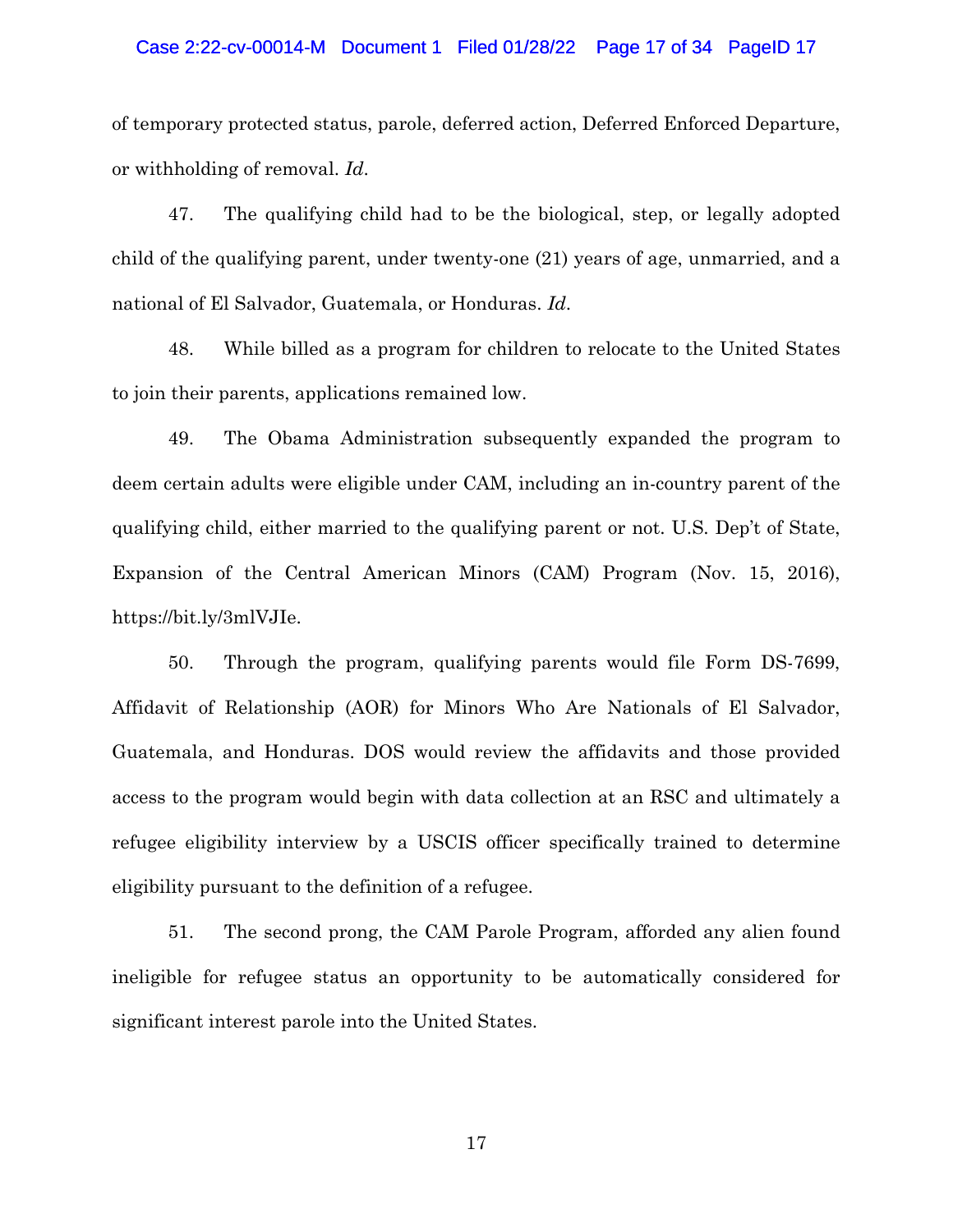of temporary protected status, parole, deferred action, Deferred Enforced Departure, or withholding of removal. *Id*.

47. The qualifying child had to be the biological, step, or legally adopted child of the qualifying parent, under twenty-one (21) years of age, unmarried, and a national of El Salvador, Guatemala, or Honduras. *Id*.

48. While billed as a program for children to relocate to the United States to join their parents, applications remained low.

49. The Obama Administration subsequently expanded the program to deem certain adults were eligible under CAM, including an in-country parent of the qualifying child, either married to the qualifying parent or not. U.S. Dep't of State, Expansion of the Central American Minors (CAM) Program (Nov. 15, 2016), https://bit.ly/3mlVJIe.

50. Through the program, qualifying parents would file Form DS-7699, Affidavit of Relationship (AOR) for Minors Who Are Nationals of El Salvador, Guatemala, and Honduras. DOS would review the affidavits and those provided access to the program would begin with data collection at an RSC and ultimately a refugee eligibility interview by a USCIS officer specifically trained to determine eligibility pursuant to the definition of a refugee.

51. The second prong, the CAM Parole Program, afforded any alien found ineligible for refugee status an opportunity to be automatically considered for significant interest parole into the United States.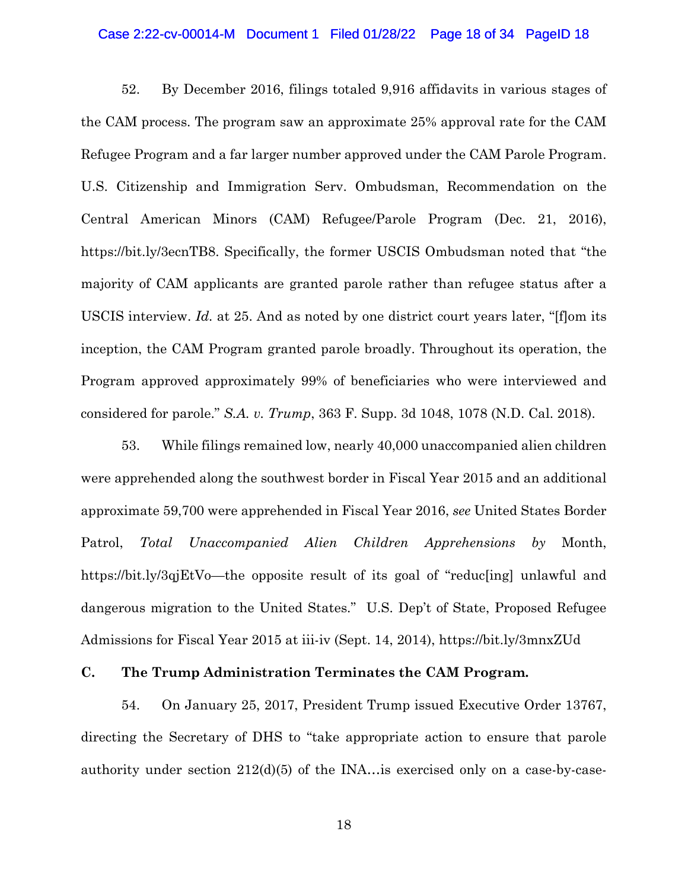52. By December 2016, filings totaled 9,916 affidavits in various stages of the CAM process. The program saw an approximate 25% approval rate for the CAM Refugee Program and a far larger number approved under the CAM Parole Program. U.S. Citizenship and Immigration Serv. Ombudsman, Recommendation on the Central American Minors (CAM) Refugee/Parole Program (Dec. 21, 2016), https://bit.ly/3ecnTB8. Specifically, the former USCIS Ombudsman noted that "the majority of CAM applicants are granted parole rather than refugee status after a USCIS interview. *Id.* at 25. And as noted by one district court years later, "[f]om its inception, the CAM Program granted parole broadly. Throughout its operation, the Program approved approximately 99% of beneficiaries who were interviewed and considered for parole." *S.A. v. Trump*, 363 F. Supp. 3d 1048, 1078 (N.D. Cal. 2018).

53. While filings remained low, nearly 40,000 unaccompanied alien children were apprehended along the southwest border in Fiscal Year 2015 and an additional approximate 59,700 were apprehended in Fiscal Year 2016, *see* United States Border Patrol, *Total Unaccompanied Alien Children Apprehensions by* Month, https://bit.ly/3qjEtVo—the opposite result of its goal of "reduc[ing] unlawful and dangerous migration to the United States." U.S. Dep't of State, Proposed Refugee Admissions for Fiscal Year 2015 at iii-iv (Sept. 14, 2014), https://bit.ly/3mnxZUd

**C. The Trump Administration Terminates the CAM Program.**

54. On January 25, 2017, President Trump issued Executive Order 13767, directing the Secretary of DHS to "take appropriate action to ensure that parole authority under section 212(d)(5) of the INA…is exercised only on a case-by-case-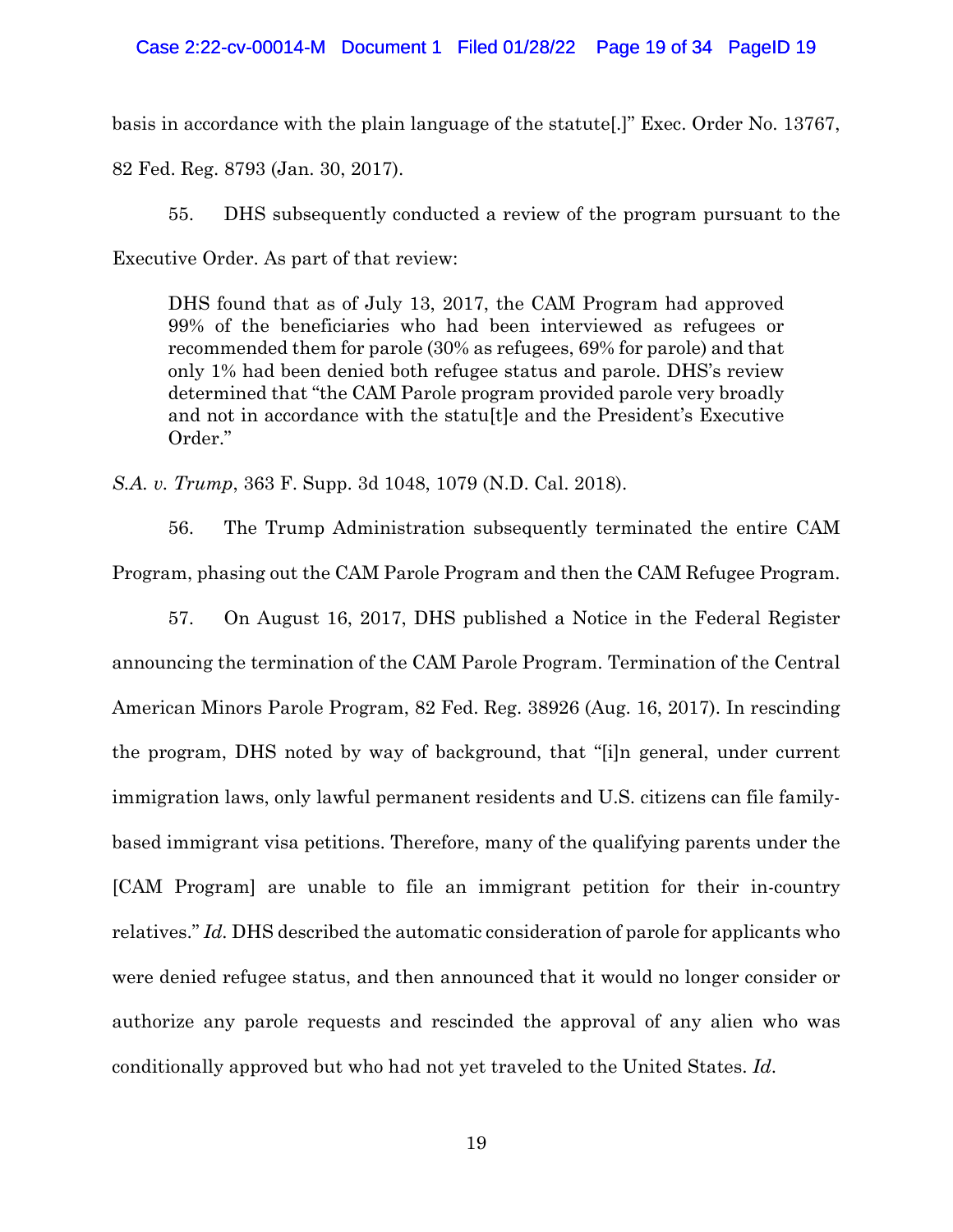basis in accordance with the plain language of the statute[.]" Exec. Order No. 13767, 82 Fed. Reg. 8793 (Jan. 30, 2017).

55. DHS subsequently conducted a review of the program pursuant to the Executive Order. As part of that review:

> DHS found that as of July 13, 2017, the CAM Program had approved 99% of the beneficiaries who had been interviewed as refugees or recommended them for parole (30% as refugees, 69% for parole) and that only 1% had been denied both refugee status and parole. DHS's review determined that "the CAM Parole program provided parole very broadly and not in accordance with the statu[t]e and the President's Executive Order."

*S.A. v. Trump*, 363 F. Supp. 3d 1048, 1079 (N.D. Cal. 2018).

56. The Trump Administration subsequently terminated the entire CAM Program, phasing out the CAM Parole Program and then the CAM Refugee Program.

57. On August 16, 2017, DHS published a Notice in the Federal Register announcing the termination of the CAM Parole Program. Termination of the Central American Minors Parole Program, 82 Fed. Reg. 38926 (Aug. 16, 2017). In rescinding the program, DHS noted by way of background, that "[i]n general, under current immigration laws, only lawful permanent residents and U.S. citizens can file family-based immigrant visa petitions. Therefore, many of the qualifying parents under the [CAM Program] are unable to file an immigrant petition for their in-country relatives." *Id.* DHS described the automatic consideration of parole for applicants who were denied refugee status, and then announced that it would no longer consider or authorize any parole requests and rescinded the approval of any alien who was conditionally approved but who had not yet traveled to the United States. *Id.*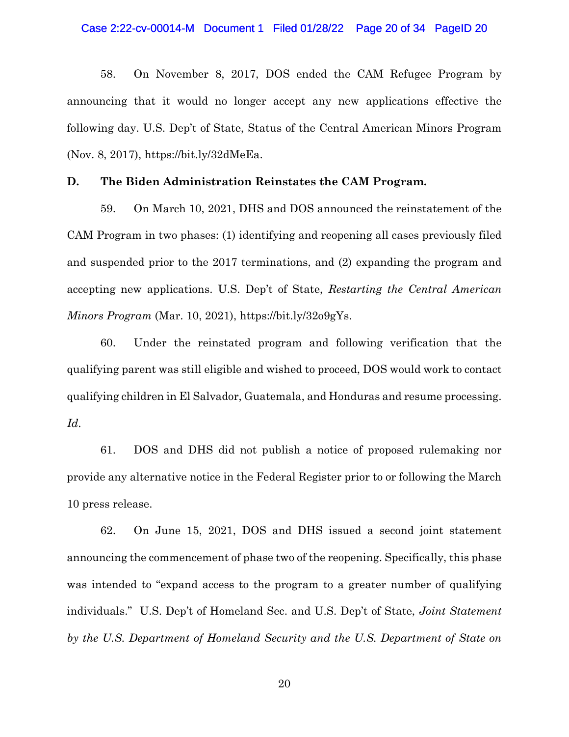58. On November 8, 2017, DOS ended the CAM Refugee Program by announcing that it would no longer accept any new applications effective the following day. U.S. Dep't of State, Status of the Central American Minors Program (Nov. 8, 2017), https://bit.ly/32dMeEa.

### D. The Biden Administration Reinstates the CAM Program.

59. On March 10, 2021, DHS and DOS announced the reinstatement of the CAM Program in two phases: (1) identifying and reopening all cases previously filed and suspended prior to the 2017 terminations, and (2) expanding the program and accepting new applications. U.S. Dep't of State, *Restarting the Central American Minors Program* (Mar. 10, 2021), https://bit.ly/32o9gYs.

60. Under the reinstated program and following verification that the qualifying parent was still eligible and wished to proceed, DOS would work to contact qualifying children in El Salvador, Guatemala, and Honduras and resume processing. *Id.*

61. DOS and DHS did not publish a notice of proposed rulemaking nor provide any alternative notice in the Federal Register prior to or following the March 10 press release.

62. On June 15, 2021, DOS and DHS issued a second joint statement announcing the commencement of phase two of the reopening. Specifically, this phase was intended to "expand access to the program to a greater number of qualifying individuals." U.S. Dep't of Homeland Sec. and U.S. Dep't of State, *Joint Statement by the U.S. Department of Homeland Security and the U.S. Department of State on*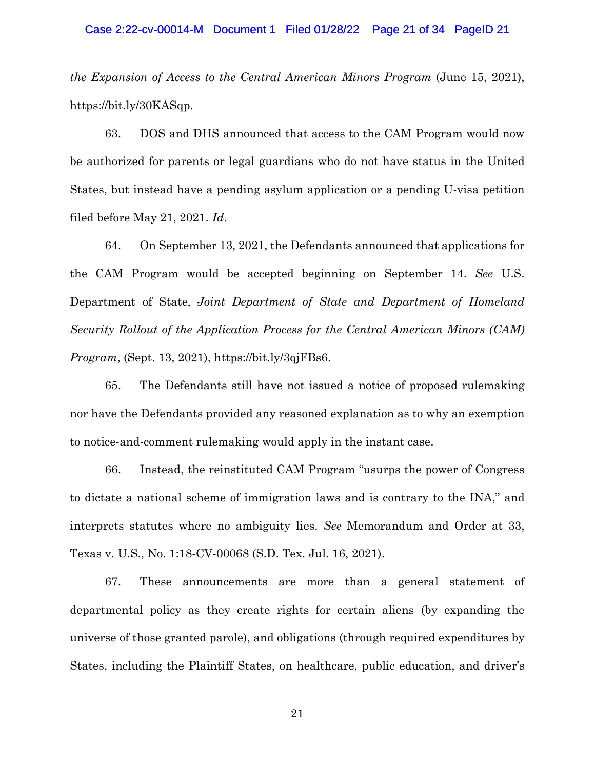*the Expansion of Access to the Central American Minors Program* (June 15, 2021), https://bit.ly/30KASqp.

63. DOS and DHS announced that access to the CAM Program would now be authorized for parents or legal guardians who do not have status in the United States, but instead have a pending asylum application or a pending U-visa petition filed before May 21, 2021. *Id*.

64. On September 13, 2021, the Defendants announced that applications for the CAM Program would be accepted beginning on September 14. *See* U.S. Department of State*, Joint Department of State and Department of Homeland Security Rollout of the Application Process for the Central American Minors (CAM) Program*, (Sept. 13, 2021), https://bit.ly/3qjFBs6.

65. The Defendants still have not issued a notice of proposed rulemaking nor have the Defendants provided any reasoned explanation as to why an exemption to notice-and-comment rulemaking would apply in the instant case.

66. Instead, the reinstituted CAM Program "usurps the power of Congress to dictate a national scheme of immigration laws and is contrary to the INA," and interprets statutes where no ambiguity lies. *See* Memorandum and Order at 33, Texas v. U.S., No. 1:18-CV-00068 (S.D. Tex. Jul. 16, 2021).

67. These announcements are more than a general statement of departmental policy as they create rights for certain aliens (by expanding the universe of those granted parole), and obligations (through required expenditures by States, including the Plaintiff States, on healthcare, public education, and driver's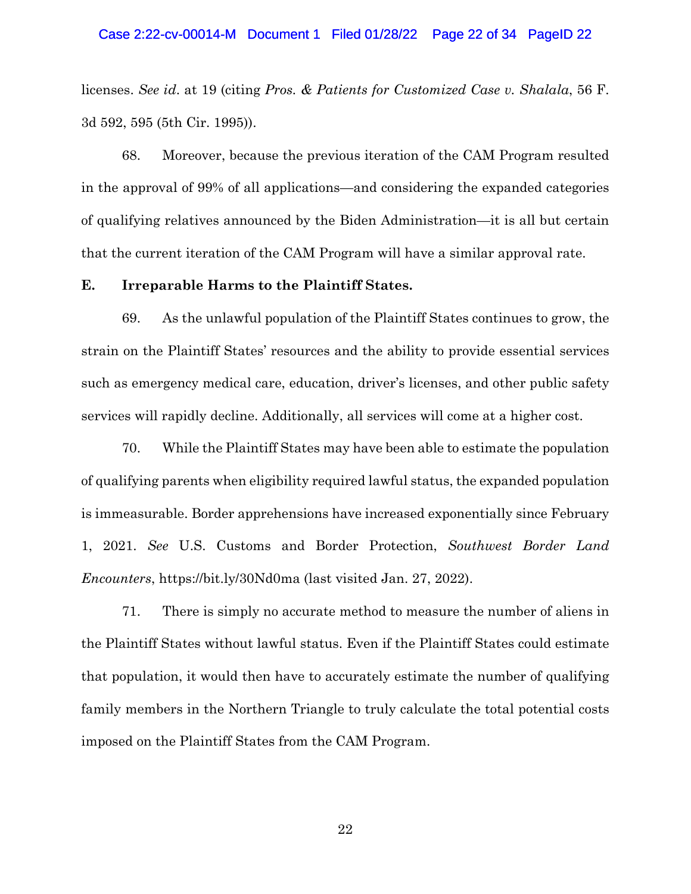licenses. *See id*. at 19 (citing *Pros. & Patients for Customized Case v. Shalala*, 56 F. 3d 592, 595 (5th Cir. 1995)).

68. Moreover, because the previous iteration of the CAM Program resulted in the approval of 99% of all applications—and considering the expanded categories of qualifying relatives announced by the Biden Administration—it is all but certain that the current iteration of the CAM Program will have a similar approval rate.

**E. Irreparable Harms to the Plaintiff States.**

69. As the unlawful population of the Plaintiff States continues to grow, the strain on the Plaintiff States' resources and the ability to provide essential services such as emergency medical care, education, driver's licenses, and other public safety services will rapidly decline. Additionally, all services will come at a higher cost.

70. While the Plaintiff States may have been able to estimate the population of qualifying parents when eligibility required lawful status, the expanded population is immeasurable. Border apprehensions have increased exponentially since February 1, 2021. *See* U.S. Customs and Border Protection, *Southwest Border Land Encounters*, https://bit.ly/30Nd0ma (last visited Jan. 27, 2022).

71. There is simply no accurate method to measure the number of aliens in the Plaintiff States without lawful status. Even if the Plaintiff States could estimate that population, it would then have to accurately estimate the number of qualifying family members in the Northern Triangle to truly calculate the total potential costs imposed on the Plaintiff States from the CAM Program.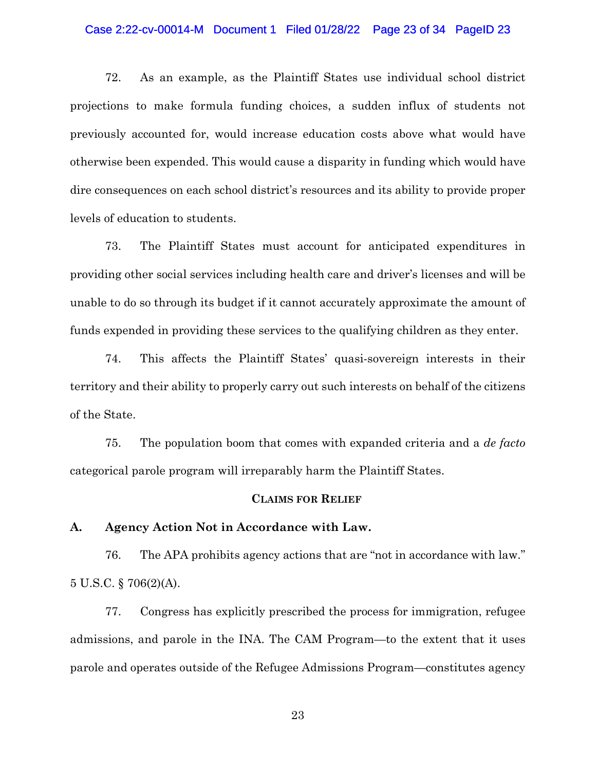72. As an example, as the Plaintiff States use individual school district projections to make formula funding choices, a sudden influx of students not previously accounted for, would increase education costs above what would have otherwise been expended. This would cause a disparity in funding which would have dire consequences on each school district's resources and its ability to provide proper levels of education to students.

73. The Plaintiff States must account for anticipated expenditures in providing other social services including health care and driver's licenses and will be unable to do so through its budget if it cannot accurately approximate the amount of funds expended in providing these services to the qualifying children as they enter.

74. This affects the Plaintiff States' quasi-sovereign interests in their territory and their ability to properly carry out such interests on behalf of the citizens of the State.

75. The population boom that comes with expanded criteria and a *de facto* categorical parole program will irreparably harm the Plaintiff States.

## Claims for Relief

### A. Agency Action Not in Accordance with Law.

76. The APA prohibits agency actions that are "not in accordance with law." 5 U.S.C. § 706(2)(A).

77. Congress has explicitly prescribed the process for immigration, refugee admissions, and parole in the INA. The CAM Program—to the extent that it uses parole and operates outside of the Refugee Admissions Program—constitutes agency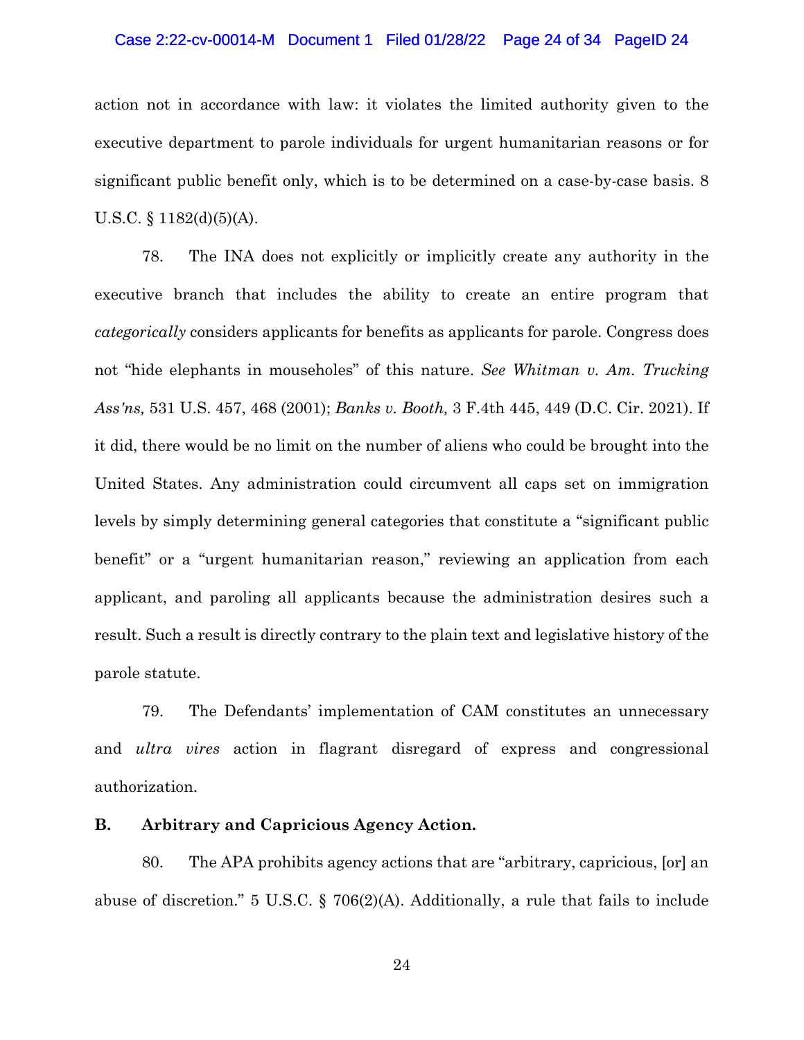action not in accordance with law: it violates the limited authority given to the executive department to parole individuals for urgent humanitarian reasons or for significant public benefit only, which is to be determined on a case-by-case basis. 8 U.S.C. § 1182(d)(5)(A).

78. The INA does not explicitly or implicitly create any authority in the executive branch that includes the ability to create an entire program that *categorically* considers applicants for benefits as applicants for parole. Congress does not "hide elephants in mouseholes" of this nature. *See Whitman v. Am. Trucking Ass'ns,* 531 U.S. 457, 468 (2001); *Banks v. Booth,* 3 F.4th 445, 449 (D.C. Cir. 2021). If it did, there would be no limit on the number of aliens who could be brought into the United States. Any administration could circumvent all caps set on immigration levels by simply determining general categories that constitute a "significant public benefit" or a "urgent humanitarian reason," reviewing an application from each applicant, and paroling all applicants because the administration desires such a result. Such a result is directly contrary to the plain text and legislative history of the parole statute.

79. The Defendants' implementation of CAM constitutes an unnecessary and *ultra vires* action in flagrant disregard of express and congressional authorization.

**B. Arbitrary and Capricious Agency Action.**

80. The APA prohibits agency actions that are "arbitrary, capricious, [or] an abuse of discretion." 5 U.S.C. § 706(2)(A). Additionally, a rule that fails to include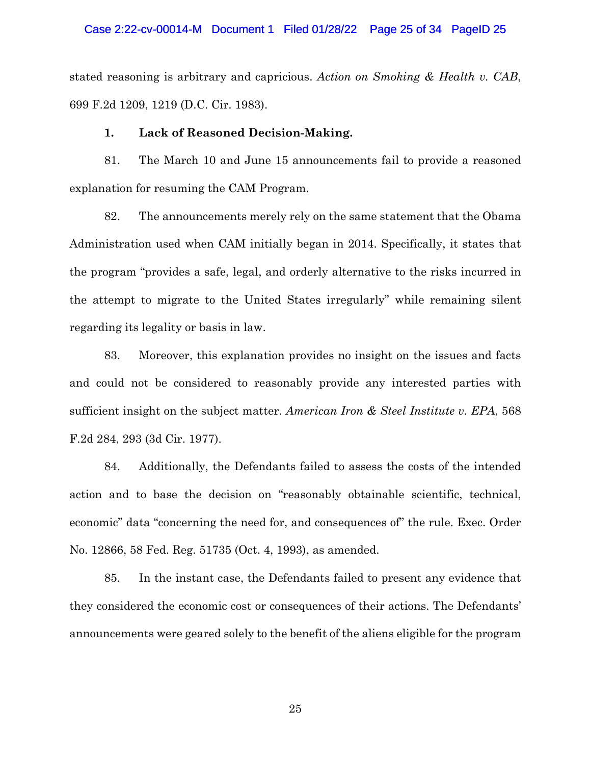stated reasoning is arbitrary and capricious. *Action on Smoking & Health v. CAB*, 699 F.2d 1209, 1219 (D.C. Cir. 1983).

**1. Lack of Reasoned Decision-Making.**

81. The March 10 and June 15 announcements fail to provide a reasoned explanation for resuming the CAM Program.

82. The announcements merely rely on the same statement that the Obama Administration used when CAM initially began in 2014. Specifically, it states that the program "provides a safe, legal, and orderly alternative to the risks incurred in the attempt to migrate to the United States irregularly" while remaining silent regarding its legality or basis in law.

83. Moreover, this explanation provides no insight on the issues and facts and could not be considered to reasonably provide any interested parties with sufficient insight on the subject matter. *American Iron & Steel Institute v. EPA*, 568 F.2d 284, 293 (3d Cir. 1977).

84. Additionally, the Defendants failed to assess the costs of the intended action and to base the decision on "reasonably obtainable scientific, technical, economic" data "concerning the need for, and consequences of" the rule. Exec. Order No. 12866, 58 Fed. Reg. 51735 (Oct. 4, 1993), as amended.

85. In the instant case, the Defendants failed to present any evidence that they considered the economic cost or consequences of their actions. The Defendants' announcements were geared solely to the benefit of the aliens eligible for the program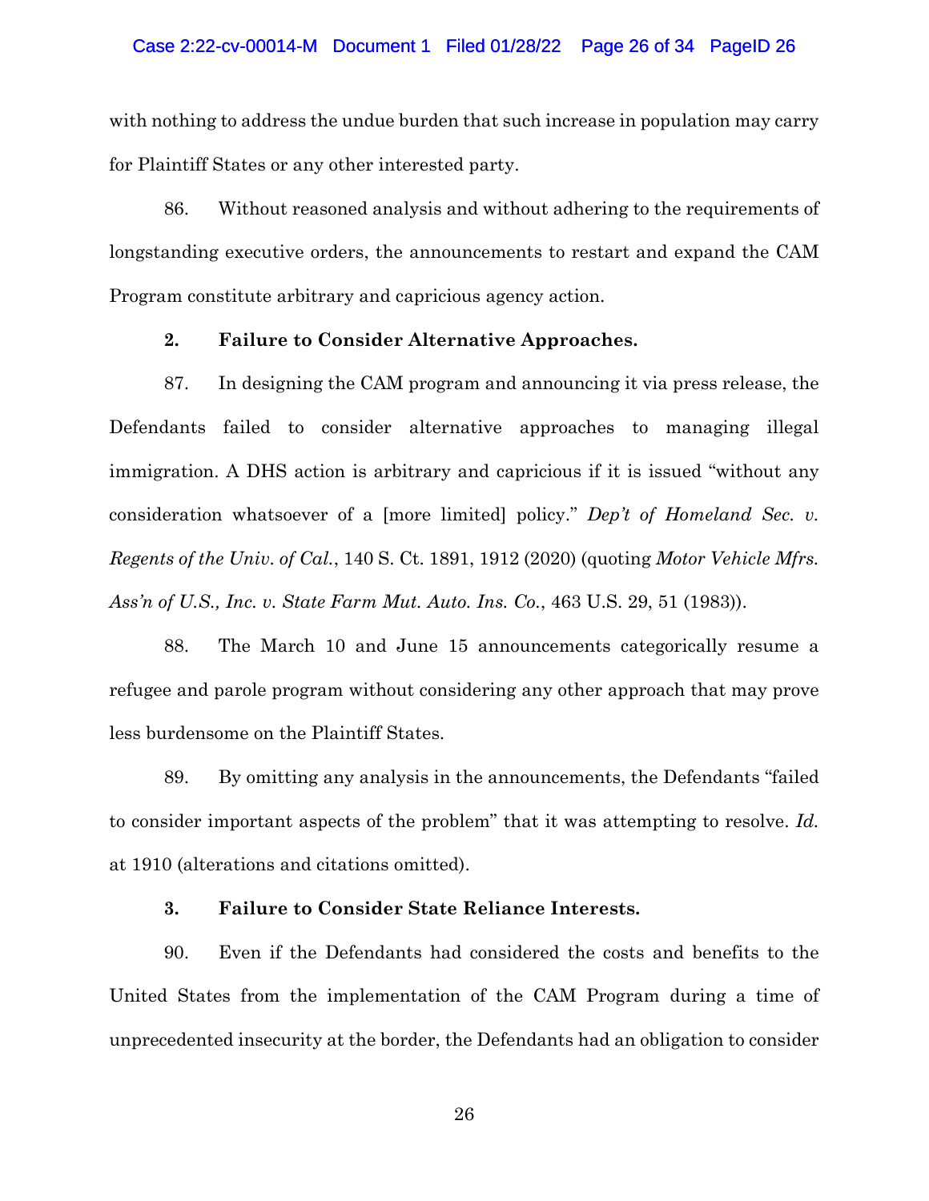with nothing to address the undue burden that such increase in population may carry for Plaintiff States or any other interested party.

86. Without reasoned analysis and without adhering to the requirements of longstanding executive orders, the announcements to restart and expand the CAM Program constitute arbitrary and capricious agency action.

**2. Failure to Consider Alternative Approaches.**

87. In designing the CAM program and announcing it via press release, the Defendants failed to consider alternative approaches to managing illegal immigration. A DHS action is arbitrary and capricious if it is issued "without any consideration whatsoever of a [more limited] policy." *Dep't of Homeland Sec. v. Regents of the Univ. of Cal.*, 140 S. Ct. 1891, 1912 (2020) (quoting *Motor Vehicle Mfrs. Ass'n of U.S., Inc. v. State Farm Mut. Auto. Ins. Co.*, 463 U.S. 29, 51 (1983)).

88. The March 10 and June 15 announcements categorically resume a refugee and parole program without considering any other approach that may prove less burdensome on the Plaintiff States.

89. By omitting any analysis in the announcements, the Defendants "failed to consider important aspects of the problem" that it was attempting to resolve. *Id.* at 1910 (alterations and citations omitted).

**3. Failure to Consider State Reliance Interests.**

90. Even if the Defendants had considered the costs and benefits to the United States from the implementation of the CAM Program during a time of unprecedented insecurity at the border, the Defendants had an obligation to consider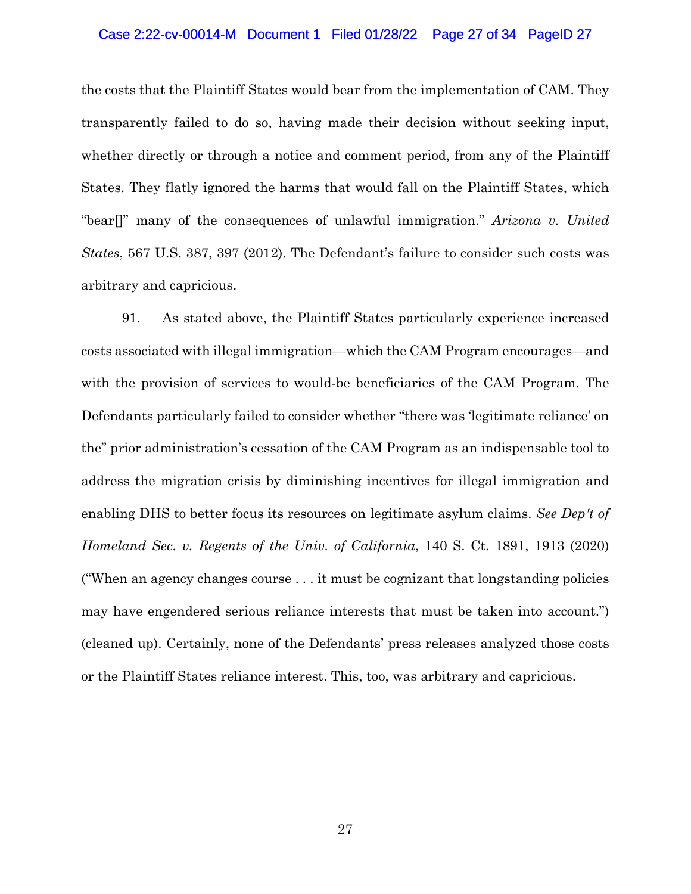the costs that the Plaintiff States would bear from the implementation of CAM. They transparently failed to do so, having made their decision without seeking input, whether directly or through a notice and comment period, from any of the Plaintiff States. They flatly ignored the harms that would fall on the Plaintiff States, which "bear[]" many of the consequences of unlawful immigration." *Arizona v. United States*, 567 U.S. 387, 397 (2012). The Defendant's failure to consider such costs was arbitrary and capricious.

91. As stated above, the Plaintiff States particularly experience increased costs associated with illegal immigration—which the CAM Program encourages—and with the provision of services to would-be beneficiaries of the CAM Program. The Defendants particularly failed to consider whether "there was 'legitimate reliance' on the" prior administration's cessation of the CAM Program as an indispensable tool to address the migration crisis by diminishing incentives for illegal immigration and enabling DHS to better focus its resources on legitimate asylum claims. *See Dep't of Homeland Sec. v. Regents of the Univ. of California*, 140 S. Ct. 1891, 1913 (2020) ("When an agency changes course . . . it must be cognizant that longstanding policies may have engendered serious reliance interests that must be taken into account.") (cleaned up). Certainly, none of the Defendants' press releases analyzed those costs or the Plaintiff States reliance interest. This, too, was arbitrary and capricious.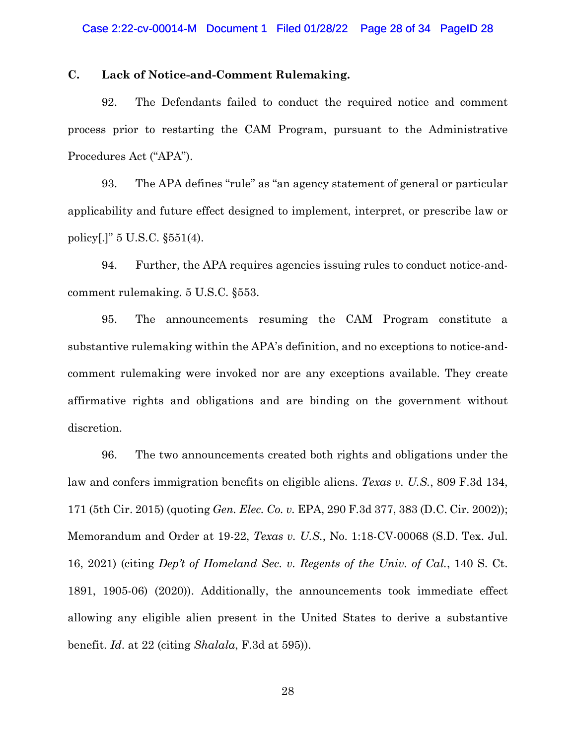### C. Lack of Notice-and-Comment Rulemaking.

92. The Defendants failed to conduct the required notice and comment process prior to restarting the CAM Program, pursuant to the Administrative Procedures Act ("APA").

93. The APA defines "rule" as "an agency statement of general or particular applicability and future effect designed to implement, interpret, or prescribe law or policy[.]" 5 U.S.C. §551(4).

94. Further, the APA requires agencies issuing rules to conduct notice-and-comment rulemaking. 5 U.S.C. §553.

95. The announcements resuming the CAM Program constitute a substantive rulemaking within the APA's definition, and no exceptions to notice-and-comment rulemaking were invoked nor are any exceptions available. They create affirmative rights and obligations and are binding on the government without discretion.

96. The two announcements created both rights and obligations under the law and confers immigration benefits on eligible aliens. *Texas v. U.S.*, 809 F.3d 134, 171 (5th Cir. 2015) (quoting *Gen. Elec. Co. v.* EPA, 290 F.3d 377, 383 (D.C. Cir. 2002)); Memorandum and Order at 19-22, *Texas v. U.S.*, No. 1:18-CV-00068 (S.D. Tex. Jul. 16, 2021) (citing *Dep't of Homeland Sec. v. Regents of the Univ. of Cal.*, 140 S. Ct. 1891, 1905-06) (2020)). Additionally, the announcements took immediate effect allowing any eligible alien present in the United States to derive a substantive benefit. *Id*. at 22 (citing *Shalala*, F.3d at 595)).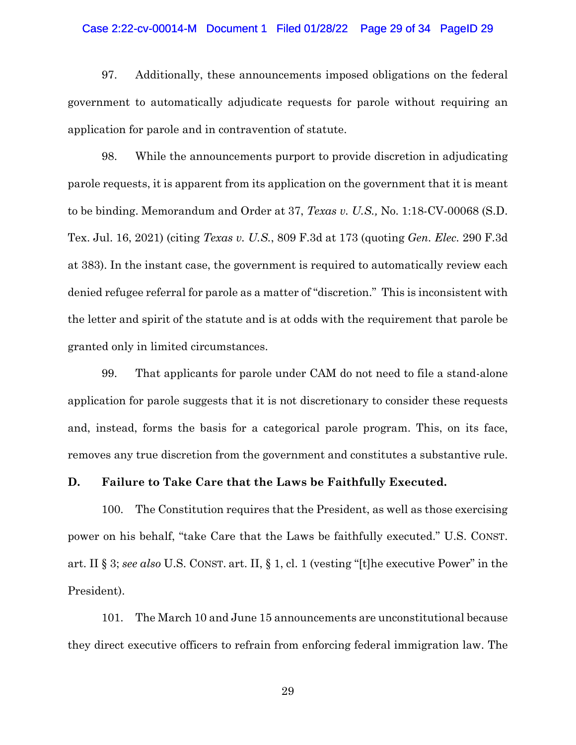97. Additionally, these announcements imposed obligations on the federal government to automatically adjudicate requests for parole without requiring an application for parole and in contravention of statute.

98. While the announcements purport to provide discretion in adjudicating parole requests, it is apparent from its application on the government that it is meant to be binding. Memorandum and Order at 37, *Texas v. U.S.,* No. 1:18-CV-00068 (S.D. Tex. Jul. 16, 2021) (citing *Texas v. U.S.*, 809 F.3d at 173 (quoting *Gen. Elec.* 290 F.3d at 383). In the instant case, the government is required to automatically review each denied refugee referral for parole as a matter of "discretion." This is inconsistent with the letter and spirit of the statute and is at odds with the requirement that parole be granted only in limited circumstances.

99. That applicants for parole under CAM do not need to file a stand-alone application for parole suggests that it is not discretionary to consider these requests and, instead, forms the basis for a categorical parole program. This, on its face, removes any true discretion from the government and constitutes a substantive rule.

**D. Failure to Take Care that the Laws be Faithfully Executed.**

100. The Constitution requires that the President, as well as those exercising power on his behalf, "take Care that the Laws be faithfully executed." U.S. CONST. art. II § 3; *see also* U.S. CONST. art. II, § 1, cl. 1 (vesting "[t]he executive Power" in the President).

101. The March 10 and June 15 announcements are unconstitutional because they direct executive officers to refrain from enforcing federal immigration law. The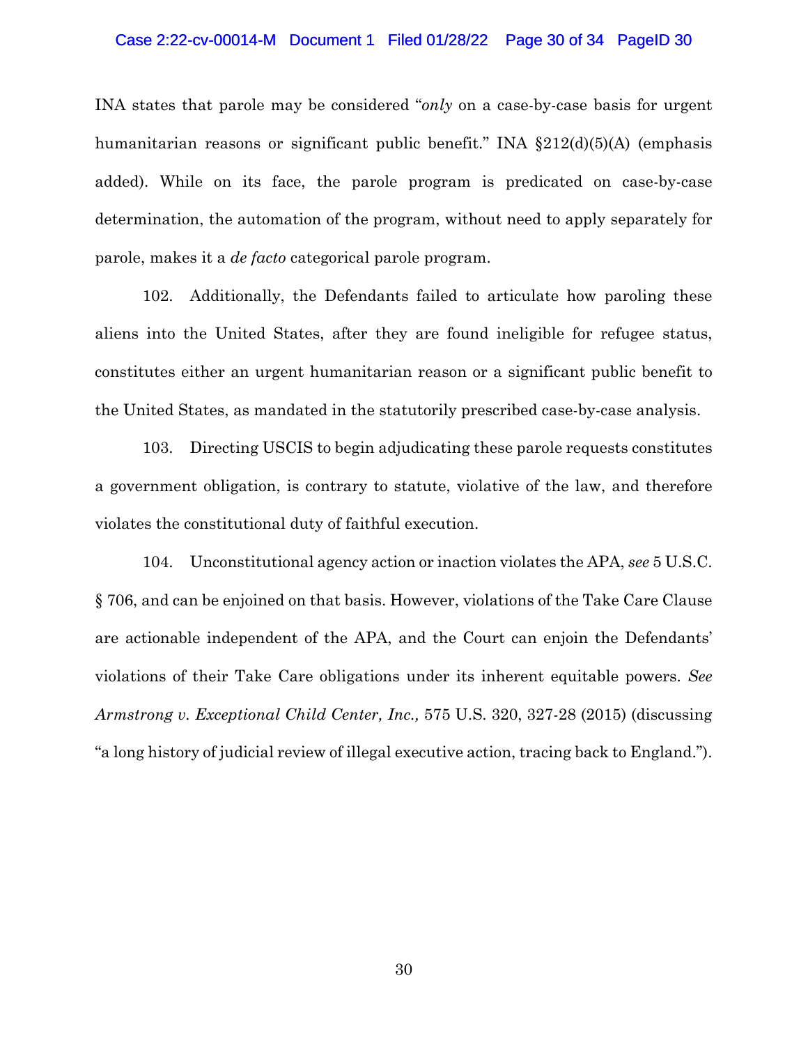INA states that parole may be considered "*only* on a case-by-case basis for urgent humanitarian reasons or significant public benefit." INA §212(d)(5)(A) (emphasis added). While on its face, the parole program is predicated on case-by-case determination, the automation of the program, without need to apply separately for parole, makes it a *de facto* categorical parole program.

102. Additionally, the Defendants failed to articulate how paroling these aliens into the United States, after they are found ineligible for refugee status, constitutes either an urgent humanitarian reason or a significant public benefit to the United States, as mandated in the statutorily prescribed case-by-case analysis.

103. Directing USCIS to begin adjudicating these parole requests constitutes a government obligation, is contrary to statute, violative of the law, and therefore violates the constitutional duty of faithful execution.

104. Unconstitutional agency action or inaction violates the APA, *see* 5 U.S.C. § 706, and can be enjoined on that basis. However, violations of the Take Care Clause are actionable independent of the APA, and the Court can enjoin the Defendants' violations of their Take Care obligations under its inherent equitable powers. *See Armstrong v. Exceptional Child Center, Inc.,* 575 U.S. 320, 327-28 (2015) (discussing "a long history of judicial review of illegal executive action, tracing back to England.").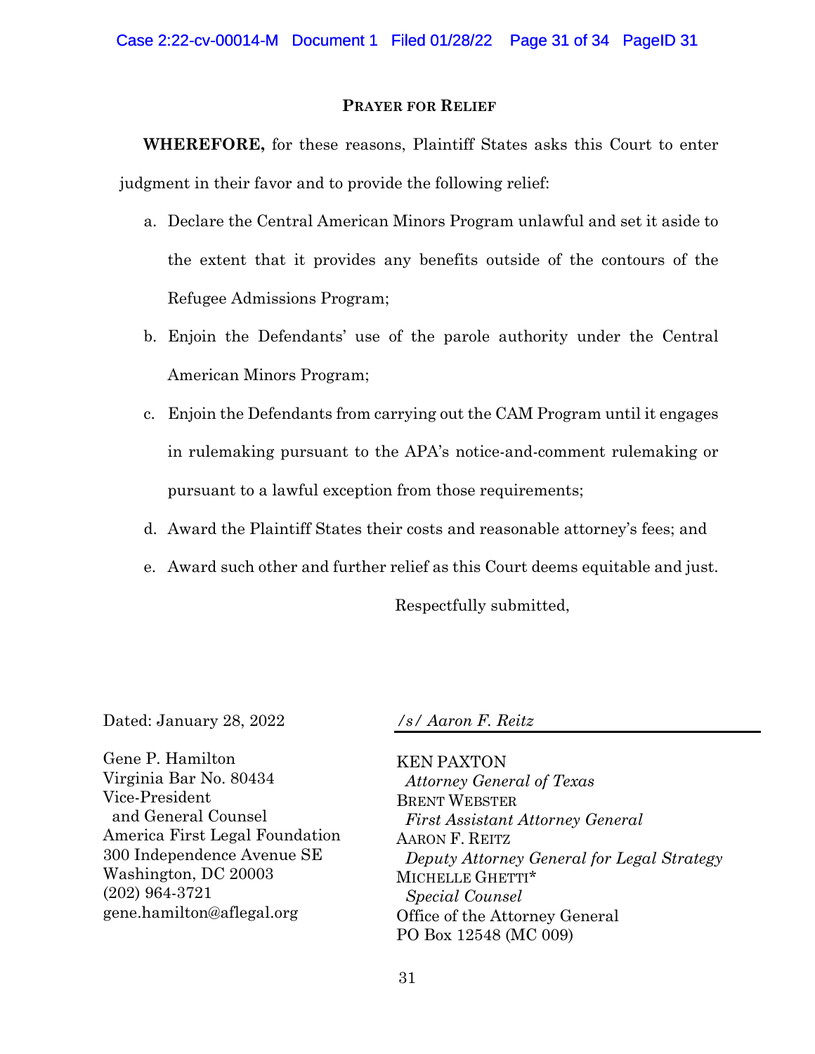## Prayer for Relief

**WHEREFORE,** for these reasons, Plaintiff States asks this Court to enter judgment in their favor and to provide the following relief:

a. Declare the Central American Minors Program unlawful and set it aside to the extent that it provides any benefits outside of the contours of the Refugee Admissions Program;

b. Enjoin the Defendants' use of the parole authority under the Central American Minors Program;

c. Enjoin the Defendants from carrying out the CAM Program until it engages in rulemaking pursuant to the APA's notice-and-comment rulemaking or pursuant to a lawful exception from those requirements;

d. Award the Plaintiff States their costs and reasonable attorney's fees; and

e. Award such other and further relief as this Court deems equitable and just.

Respectfully submitted,

Dated: January 28, 2022

*/s/ Aaron F. Reitz*

KEN PAXTON
*Attorney General of Texas*
BRENT WEBSTER
*First Assistant Attorney General*
AARON F. REITZ
*Deputy Attorney General for Legal Strategy*
MICHELLE GHETTI*
*Special Counsel*
Office of the Attorney General
PO Box 12548 (MC 009)

Gene P. Hamilton
Virginia Bar No. 80434
Vice-President
and General Counsel
America First Legal Foundation
300 Independence Avenue SE
Washington, DC 20003
(202) 964-3721
gene.hamilton@aflegal.org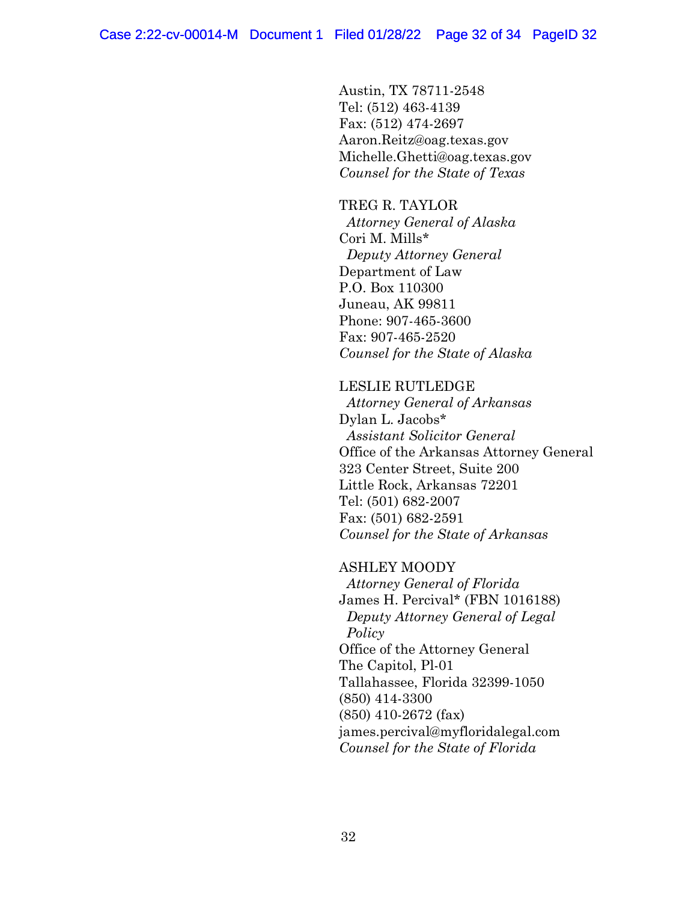Austin, TX 78711-2548
Tel: (512) 463-4139
Fax: (512) 474-2697
Aaron.Reitz@oag.texas.gov
Michelle.Ghetti@oag.texas.gov
*Counsel for the State of Texas*

TREG R. TAYLOR
*Attorney General of Alaska*
Cori M. Mills*
*Deputy Attorney General*
Department of Law
P.O. Box 110300
Juneau, AK 99811
Phone: 907-465-3600
Fax: 907-465-2520
*Counsel for the State of Alaska*

LESLIE RUTLEDGE
*Attorney General of Arkansas*
Dylan L. Jacobs*
*Assistant Solicitor General*
Office of the Arkansas Attorney General
323 Center Street, Suite 200
Little Rock, Arkansas 72201
Tel: (501) 682-2007
Fax: (501) 682-2591
*Counsel for the State of Arkansas*

ASHLEY MOODY
*Attorney General of Florida*
James H. Percival* (FBN 1016188)
*Deputy Attorney General of Legal Policy*
Office of the Attorney General
The Capitol, Pl-01
Tallahassee, Florida 32399-1050
(850) 414-3300
(850) 410-2672 (fax)
james.percival@myfloridalegal.com
*Counsel for the State of Florida*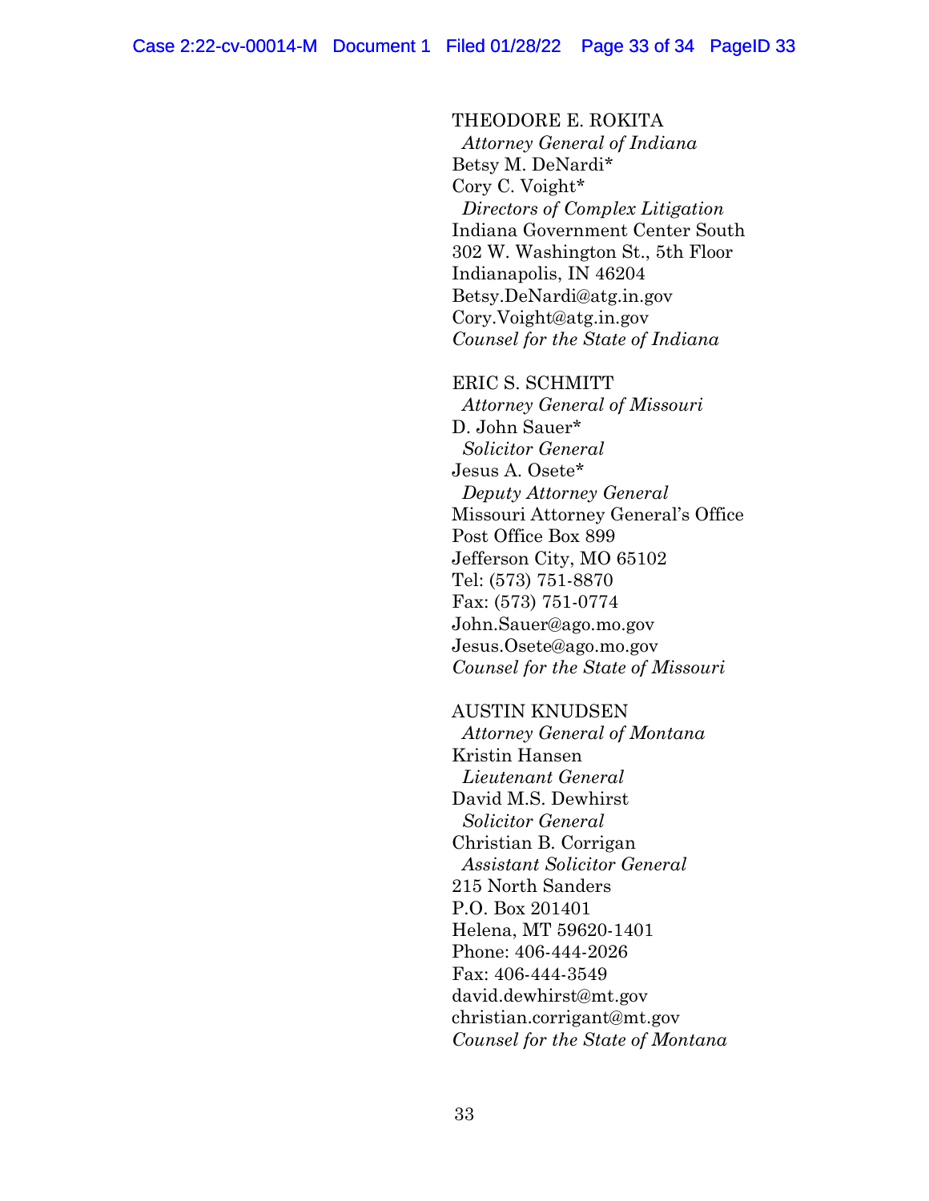THEODORE E. ROKITA
*Attorney General of Indiana*
Betsy M. DeNardi*
Cory C. Voight*
*Directors of Complex Litigation*
Indiana Government Center South
302 W. Washington St., 5th Floor
Indianapolis, IN 46204
Betsy.DeNardi@atg.in.gov
Cory.Voight@atg.in.gov
*Counsel for the State of Indiana*

ERIC S. SCHMITT
*Attorney General of Missouri*
D. John Sauer*
*Solicitor General*
Jesus A. Osete*
*Deputy Attorney General*
Missouri Attorney General's Office
Post Office Box 899
Jefferson City, MO 65102
Tel: (573) 751-8870
Fax: (573) 751-0774
John.Sauer@ago.mo.gov
Jesus.Osete@ago.mo.gov
*Counsel for the State of Missouri*

AUSTIN KNUDSEN
*Attorney General of Montana*
Kristin Hansen
*Lieutenant General*
David M.S. Dewhirst
*Solicitor General*
Christian B. Corrigan
*Assistant Solicitor General*
215 North Sanders
P.O. Box 201401
Helena, MT 59620-1401
Phone: 406-444-2026
Fax: 406-444-3549
david.dewhirst@mt.gov
christian.corrigant@mt.gov
*Counsel for the State of Montana*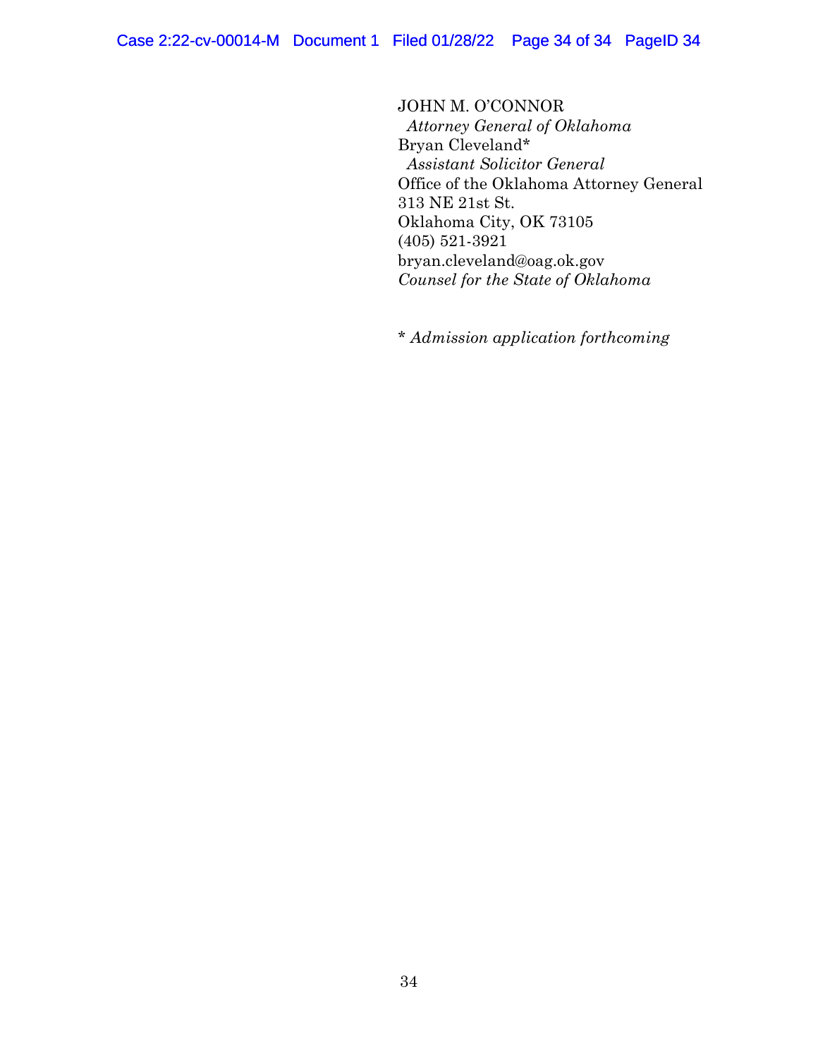JOHN M. O'CONNOR
*Attorney General of Oklahoma*
Bryan Cleveland*
*Assistant Solicitor General*
Office of the Oklahoma Attorney General
313 NE 21st St.
Oklahoma City, OK 73105
(405) 521-3921
bryan.cleveland@oag.ok.gov
*Counsel for the State of Oklahoma*

\* *Admission application forthcoming*